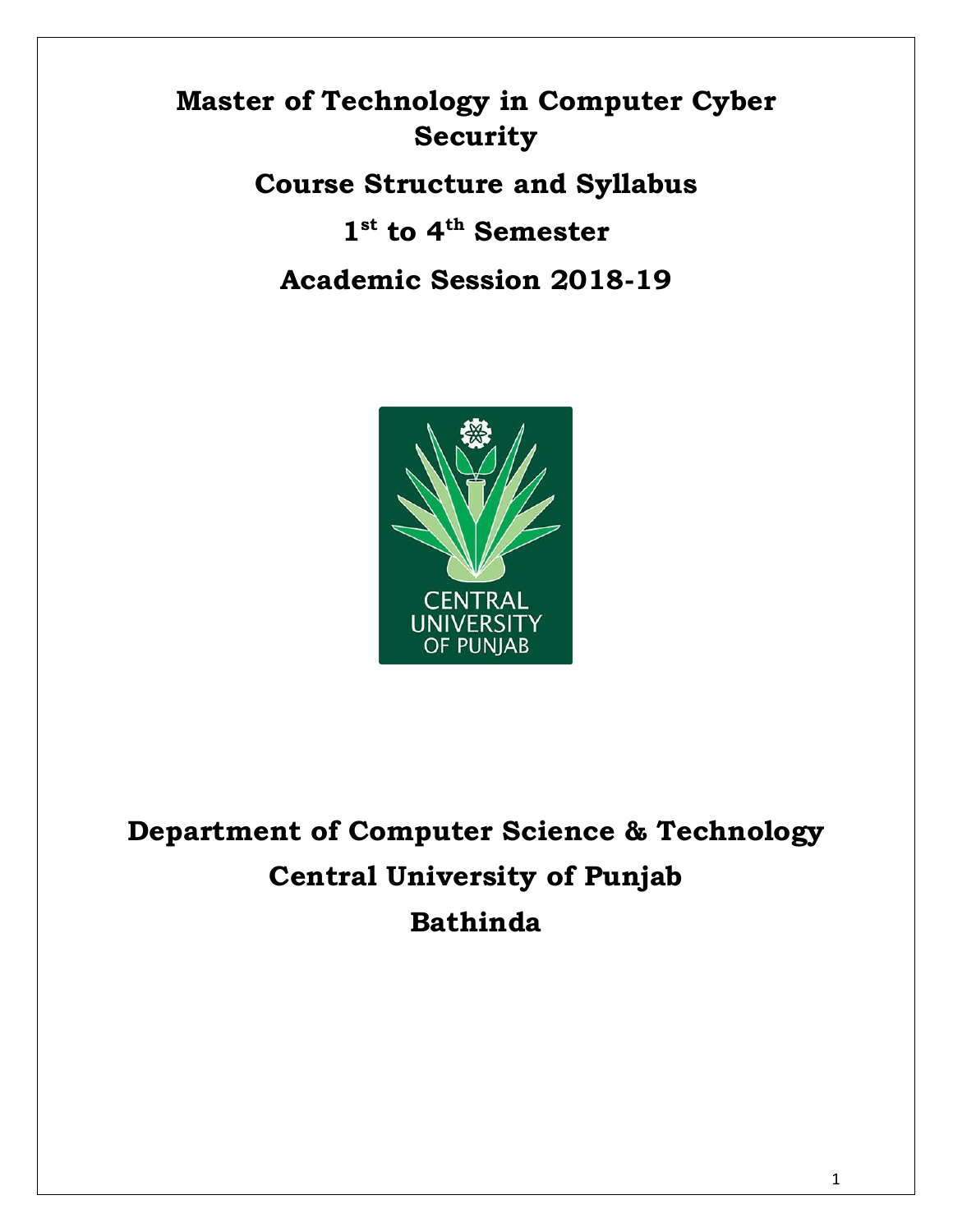# Master of Technology in Computer Cyber Security

## Course Structure and Syllabus

## 1st to 4th Semester

## Academic Session 2018-19

# Department of Computer Science & Technology

# Central University of Punjab

# Bathinda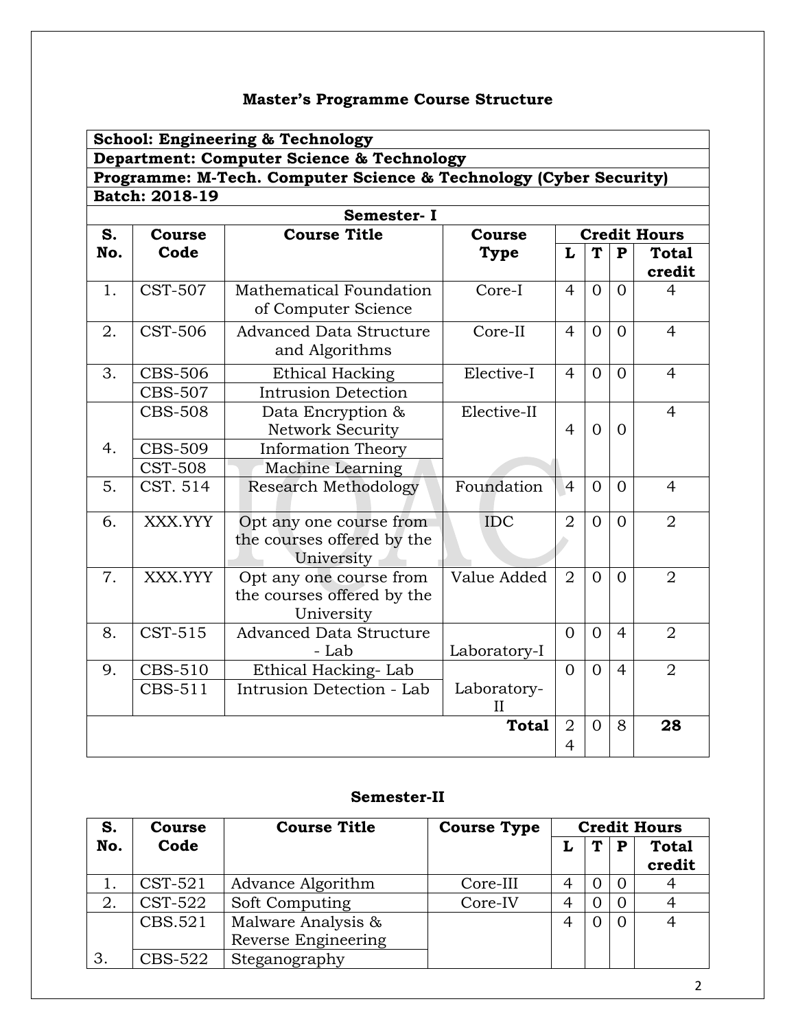## Master's Programme Course Structure

**School: Engineering & Technology**

**Department: Computer Science & Technology**

**Programme: M-Tech. Computer Science & Technology (Cyber Security)**

**Batch: 2018-19**

### Semester- I

| S. No. | Course Code | Course Title | Course Type | Credit Hours | | | |
|---|---|---|---|---|---|---|---|
| | | | | L | T | P | Total credit |
| 1. | CST-507 | Mathematical Foundation of Computer Science | Core-I | 4 | 0 | 0 | 4 |
| 2. | CST-506 | Advanced Data Structure and Algorithms | Core-II | 4 | 0 | 0 | 4 |
| 3. | CBS-506 | Ethical Hacking | Elective-I | 4 | 0 | 0 | 4 |
| | CBS-507 | Intrusion Detection | | | | | |
| 4. | CBS-508 | Data Encryption & Network Security | Elective-II | 4 | 0 | 0 | 4 |
| | CBS-509 | Information Theory | | | | | |
| | CST-508 | Machine Learning | | | | | |
| 5. | CST. 514 | Research Methodology | Foundation | 4 | 0 | 0 | 4 |
| 6. | XXX.YYY | Opt any one course from the courses offered by the University | IDC | 2 | 0 | 0 | 2 |
| 7. | XXX.YYY | Opt any one course from the courses offered by the University | Value Added | 2 | 0 | 0 | 2 |
| 8. | CST-515 | Advanced Data Structure - Lab | Laboratory-I | 0 | 0 | 4 | 2 |
| 9. | CBS-510 | Ethical Hacking- Lab | Laboratory-II | 0 | 0 | 4 | 2 |
| | CBS-511 | Intrusion Detection - Lab | | | | | |
| | | | **Total** | 24 | 0 | 8 | **28** |

### Semester-II

| S. No. | Course Code | Course Title | Course Type | Credit Hours | | | |
|---|---|---|---|---|---|---|---|
| | | | | L | T | P | Total credit |
| 1. | CST-521 | Advance Algorithm | Core-III | 4 | 0 | 0 | 4 |
| 2. | CST-522 | Soft Computing | Core-IV | 4 | 0 | 0 | 4 |
| 3. | CBS.521 | Malware Analysis & Reverse Engineering | | 4 | 0 | 0 | 4 |
| | CBS-522 | Steganography | | | | | |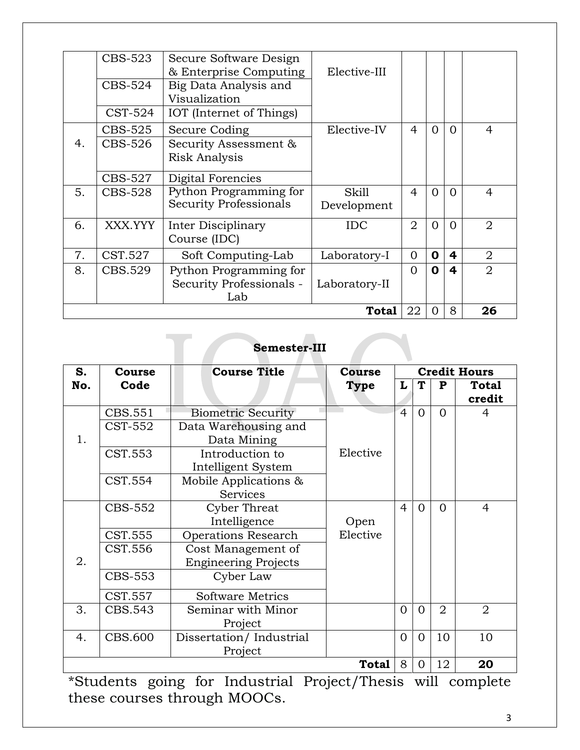| | | | | | | | |
|---|---|---|---|---|---|---|---|
| | CBS-523 | Secure Software Design & Enterprise Computing | Elective-III | | | | |
| | CBS-524 | Big Data Analysis and Visualization | | | | | |
| | CST-524 | IOT (Internet of Things) | | | | | |
| 4. | CBS-525 | Secure Coding | Elective-IV | 4 | 0 | 0 | 4 |
| | CBS-526 | Security Assessment & Risk Analysis | | | | | |
| | CBS-527 | Digital Forencies | | | | | |
| 5. | CBS-528 | Python Programming for Security Professionals | Skill Development | 4 | 0 | 0 | 4 |
| 6. | XXX.YYY | Inter Disciplinary Course (IDC) | IDC | 2 | 0 | 0 | 2 |
| 7. | CST.527 | Soft Computing-Lab | Laboratory-I | 0 | **0** | **4** | 2 |
| 8. | CBS.529 | Python Programming for Security Professionals - Lab | Laboratory-II | 0 | **0** | **4** | 2 |
| | | | **Total** | 22 | 0 | 8 | **26** |

**Semester-III**

| S. No. | Course Code | Course Title | Course Type | Credit Hours | | | |
|---|---|---|---|---|---|---|---|
| | | | | **L** | **T** | **P** | **Total credit** |
| 1. | CBS.551 | Biometric Security | Elective | 4 | 0 | 0 | 4 |
| | CST-552 | Data Warehousing and Data Mining | | | | | |
| | CST.553 | Introduction to Intelligent System | | | | | |
| | CST.554 | Mobile Applications & Services | | | | | |
| 2. | CBS-552 | Cyber Threat Intelligence | Open Elective | 4 | 0 | 0 | 4 |
| | CST.555 | Operations Research | | | | | |
| | CST.556 | Cost Management of Engineering Projects | | | | | |
| | CBS-553 | Cyber Law | | | | | |
| | CST.557 | Software Metrics | | | | | |
| 3. | CBS.543 | Seminar with Minor Project | | 0 | 0 | 2 | 2 |
| 4. | CBS.600 | Dissertation/ Industrial Project | | 0 | 0 | 10 | 10 |
| | | | **Total** | 8 | 0 | 12 | **20** |

*Students going for Industrial Project/Thesis will complete these courses through MOOCs.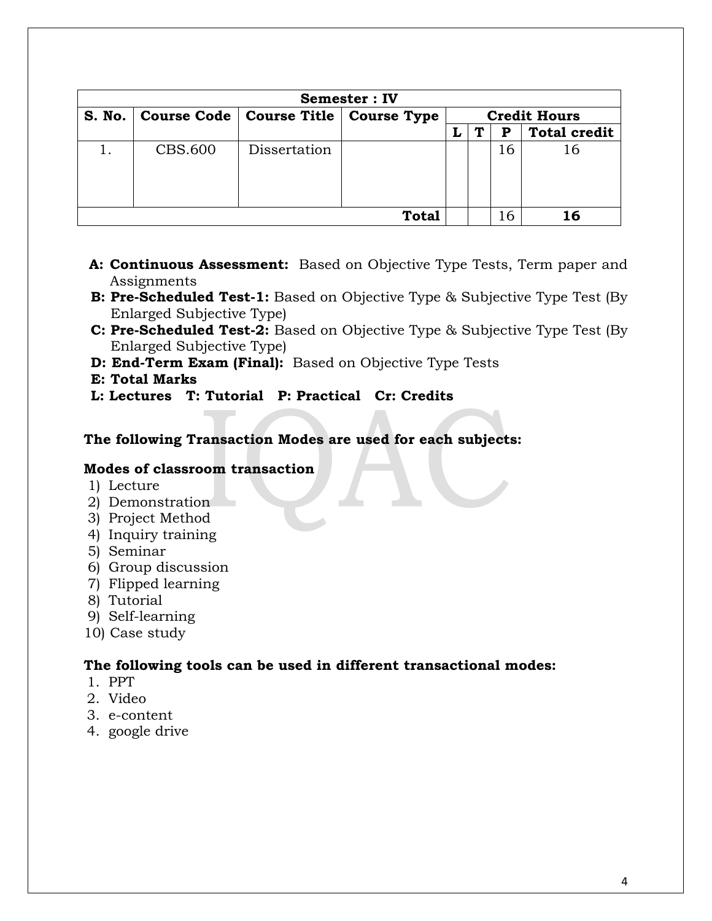| Semester : IV | | | | | | | |
|---|---|---|---|---|---|---|---|
| **S. No.** | **Course Code** | **Course Title** | **Course Type** | **Credit Hours** | | | |
| | | | | **L** | **T** | **P** | **Total credit** |
| 1. | CBS.600 | Dissertation | | | | 16 | 16 |
| | | | **Total** | | | 16 | **16** |

**A: Continuous Assessment:** Based on Objective Type Tests, Term paper and Assignments
**B: Pre-Scheduled Test-1:** Based on Objective Type & Subjective Type Test (By Enlarged Subjective Type)
**C: Pre-Scheduled Test-2:** Based on Objective Type & Subjective Type Test (By Enlarged Subjective Type)
**D: End-Term Exam (Final):** Based on Objective Type Tests
**E: Total Marks**
**L: Lectures T: Tutorial P: Practical Cr: Credits**

**The following Transaction Modes are used for each subjects:**

**Modes of classroom transaction**

1) Lecture
2) Demonstration
3) Project Method
4) Inquiry training
5) Seminar
6) Group discussion
7) Flipped learning
8) Tutorial
9) Self-learning
10) Case study

**The following tools can be used in different transactional modes:**

1. PPT
2. Video
3. e-content
4. google drive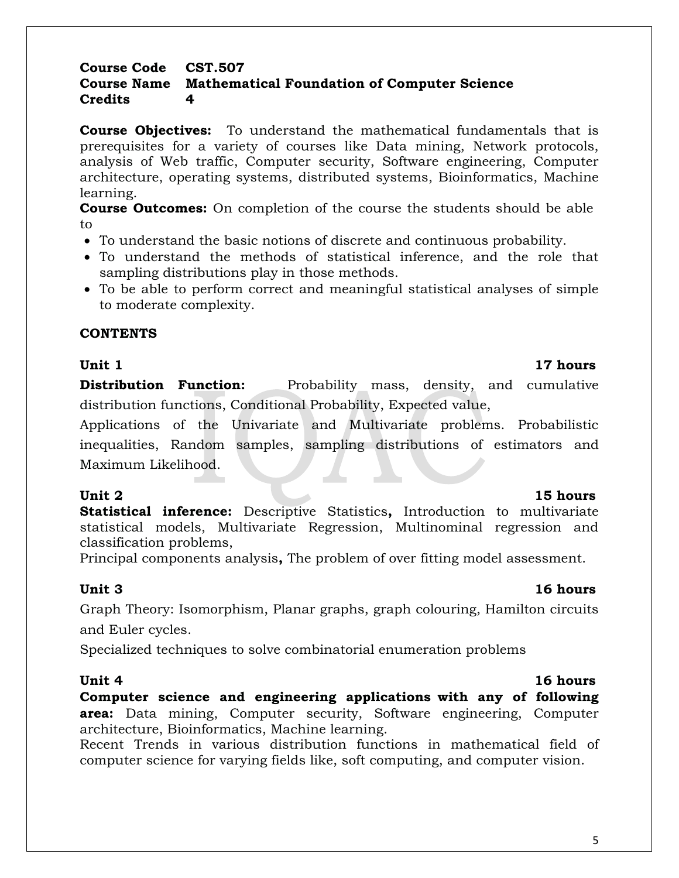**Course Code** **CST.507**
**Course Name** **Mathematical Foundation of Computer Science**
**Credits** **4**

**Course Objectives:** To understand the mathematical fundamentals that is prerequisites for a variety of courses like Data mining, Network protocols, analysis of Web traffic, Computer security, Software engineering, Computer architecture, operating systems, distributed systems, Bioinformatics, Machine learning.

**Course Outcomes:** On completion of the course the students should be able to

- To understand the basic notions of discrete and continuous probability.
- To understand the methods of statistical inference, and the role that sampling distributions play in those methods.
- To be able to perform correct and meaningful statistical analyses of simple to moderate complexity.

**CONTENTS**

**Unit 1** **17 hours**

**Distribution Function:** Probability mass, density, and cumulative distribution functions, Conditional Probability, Expected value,

Applications of the Univariate and Multivariate problems. Probabilistic inequalities, Random samples, sampling distributions of estimators and Maximum Likelihood.

**Unit 2** **15 hours**

**Statistical inference:** Descriptive Statistics**,** Introduction to multivariate statistical models, Multivariate Regression, Multinominal regression and classification problems,

Principal components analysis**,** The problem of over fitting model assessment.

**Unit 3** **16 hours**

Graph Theory: Isomorphism, Planar graphs, graph colouring, Hamilton circuits and Euler cycles.

Specialized techniques to solve combinatorial enumeration problems

**Unit 4** **16 hours**

**Computer science and engineering applications with any of following area:** Data mining, Computer security, Software engineering, Computer architecture, Bioinformatics, Machine learning.

Recent Trends in various distribution functions in mathematical field of computer science for varying fields like, soft computing, and computer vision.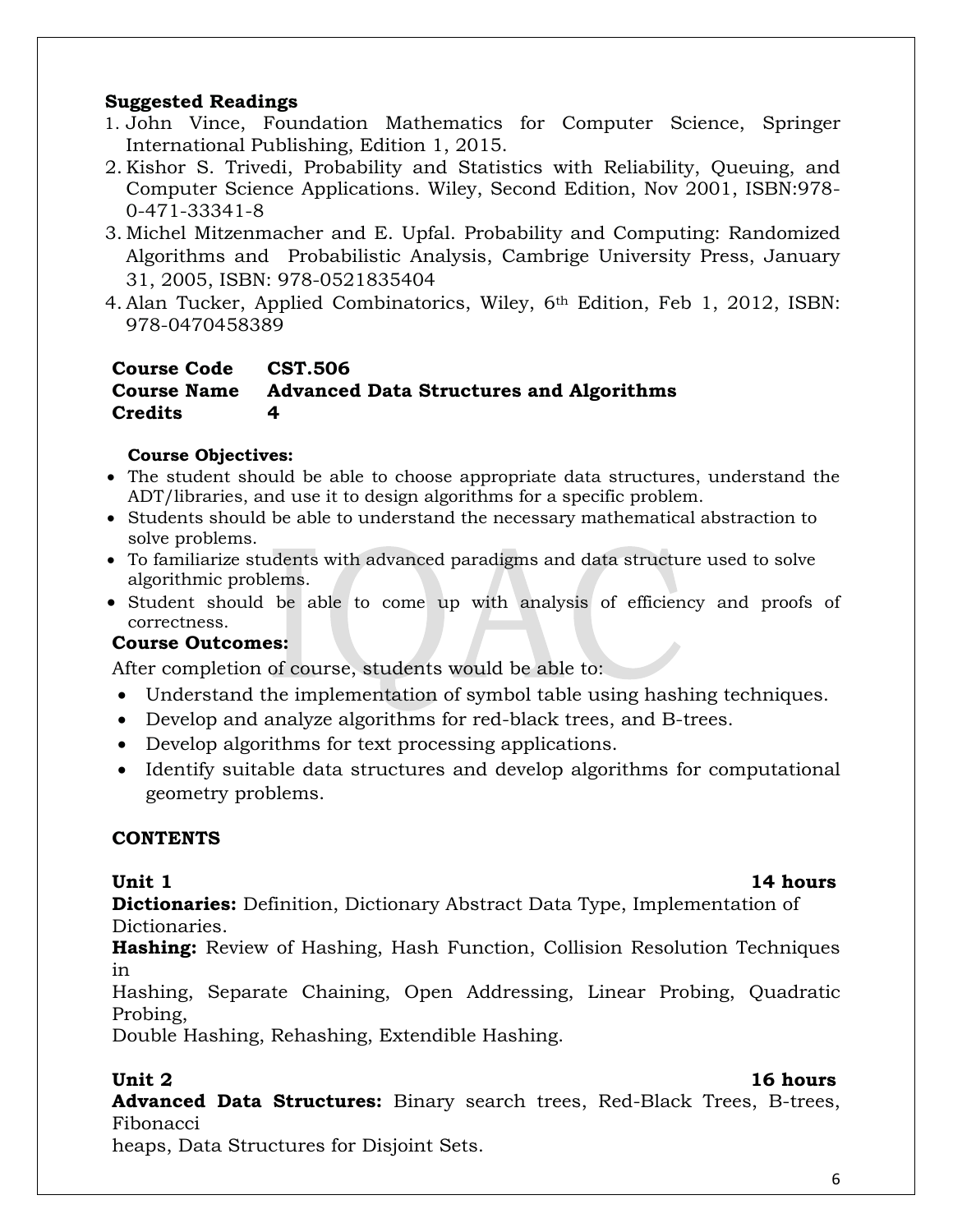**Suggested Readings**

1. John Vince, Foundation Mathematics for Computer Science, Springer International Publishing, Edition 1, 2015.
2. Kishor S. Trivedi, Probability and Statistics with Reliability, Queuing, and Computer Science Applications. Wiley, Second Edition, Nov 2001, ISBN:978-0-471-33341-8
3. Michel Mitzenmacher and E. Upfal. Probability and Computing: Randomized Algorithms and Probabilistic Analysis, Cambrige University Press, January 31, 2005, ISBN: 978-0521835404
4. Alan Tucker, Applied Combinatorics, Wiley, 6th Edition, Feb 1, 2012, ISBN: 978-0470458389

**Course Code** **CST.506**
**Course Name** **Advanced Data Structures and Algorithms**
**Credits** **4**

**Course Objectives:**

- The student should be able to choose appropriate data structures, understand the ADT/libraries, and use it to design algorithms for a specific problem.
- Students should be able to understand the necessary mathematical abstraction to solve problems.
- To familiarize students with advanced paradigms and data structure used to solve algorithmic problems.
- Student should be able to come up with analysis of efficiency and proofs of correctness.

**Course Outcomes:**

After completion of course, students would be able to:

- Understand the implementation of symbol table using hashing techniques.
- Develop and analyze algorithms for red-black trees, and B-trees.
- Develop algorithms for text processing applications.
- Identify suitable data structures and develop algorithms for computational geometry problems.

**CONTENTS**

**Unit 1** **14 hours**

**Dictionaries:** Definition, Dictionary Abstract Data Type, Implementation of Dictionaries.

**Hashing:** Review of Hashing, Hash Function, Collision Resolution Techniques in Hashing, Separate Chaining, Open Addressing, Linear Probing, Quadratic Probing, Double Hashing, Rehashing, Extendible Hashing.

**Unit 2** **16 hours**

**Advanced Data Structures:** Binary search trees, Red-Black Trees, B-trees, Fibonacci heaps, Data Structures for Disjoint Sets.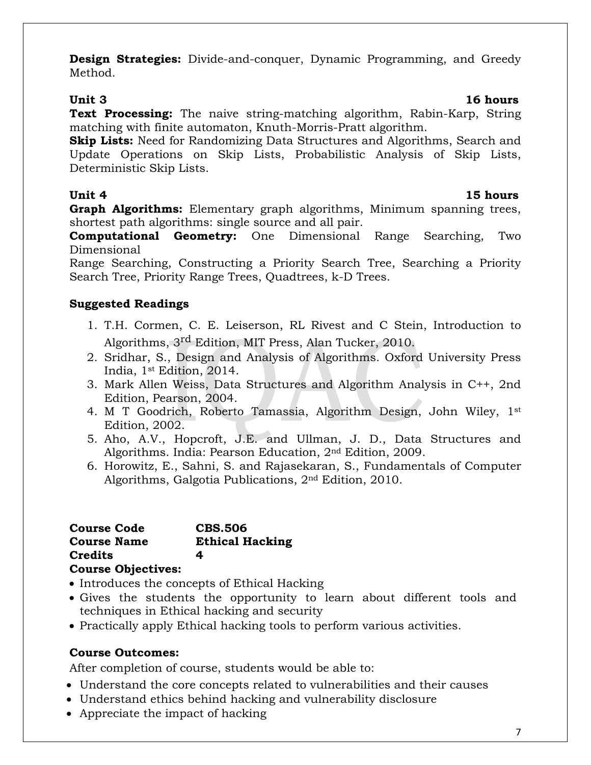**Design Strategies:** Divide-and-conquer, Dynamic Programming, and Greedy Method.

**Unit 3** **16 hours**

**Text Processing:** The naive string-matching algorithm, Rabin-Karp, String matching with finite automaton, Knuth-Morris-Pratt algorithm.

**Skip Lists:** Need for Randomizing Data Structures and Algorithms, Search and Update Operations on Skip Lists, Probabilistic Analysis of Skip Lists, Deterministic Skip Lists.

**Unit 4** **15 hours**

**Graph Algorithms:** Elementary graph algorithms, Minimum spanning trees, shortest path algorithms: single source and all pair.

**Computational Geometry:** One Dimensional Range Searching, Two Dimensional

Range Searching, Constructing a Priority Search Tree, Searching a Priority Search Tree, Priority Range Trees, Quadtrees, k-D Trees.

**Suggested Readings**

1. T.H. Cormen, C. E. Leiserson, RL Rivest and C Stein, Introduction to Algorithms, 3rd Edition, MIT Press, Alan Tucker, 2010.
2. Sridhar, S., Design and Analysis of Algorithms. Oxford University Press India, 1st Edition, 2014.
3. Mark Allen Weiss, Data Structures and Algorithm Analysis in C++, 2nd Edition, Pearson, 2004.
4. M T Goodrich, Roberto Tamassia, Algorithm Design, John Wiley, 1st Edition, 2002.
5. Aho, A.V., Hopcroft, J.E. and Ullman, J. D., Data Structures and Algorithms. India: Pearson Education, 2nd Edition, 2009.
6. Horowitz, E., Sahni, S. and Rajasekaran, S., Fundamentals of Computer Algorithms, Galgotia Publications, 2nd Edition, 2010.

**Course Code** **CBS.506**
**Course Name** **Ethical Hacking**
**Credits** **4**

**Course Objectives:**

- Introduces the concepts of Ethical Hacking
- Gives the students the opportunity to learn about different tools and techniques in Ethical hacking and security
- Practically apply Ethical hacking tools to perform various activities.

**Course Outcomes:**

After completion of course, students would be able to:

- Understand the core concepts related to vulnerabilities and their causes
- Understand ethics behind hacking and vulnerability disclosure
- Appreciate the impact of hacking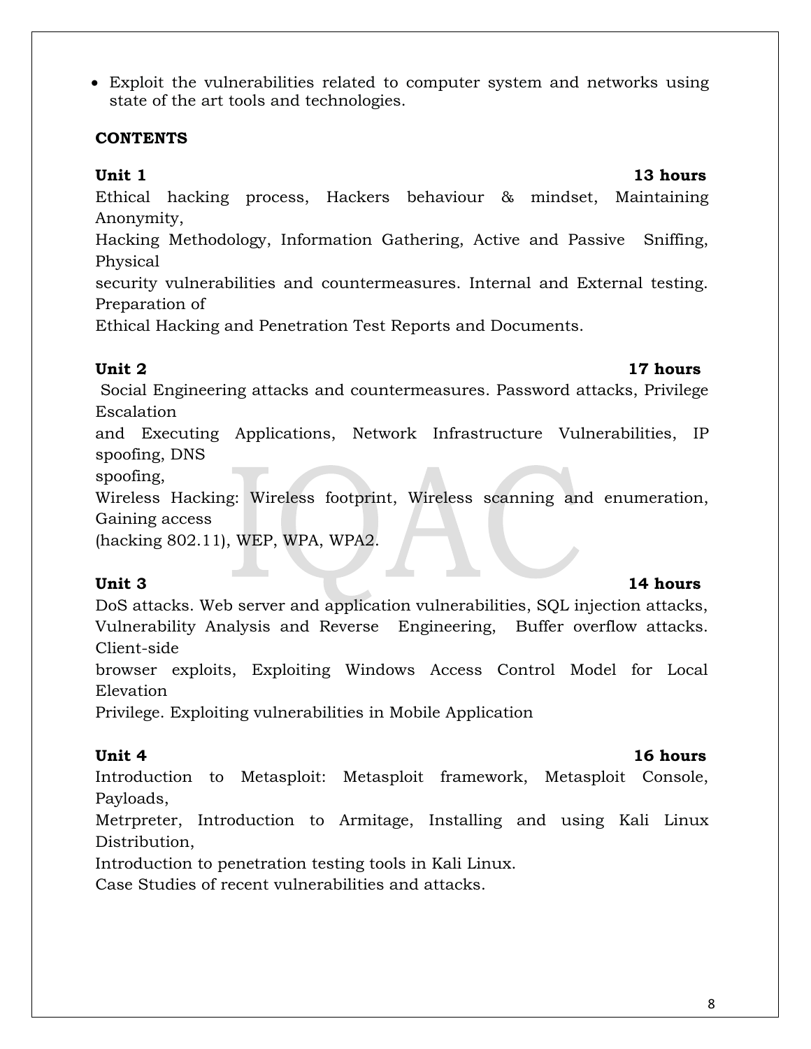- Exploit the vulnerabilities related to computer system and networks using state of the art tools and technologies.

**CONTENTS**

**Unit 1** **13 hours**

Ethical hacking process, Hackers behaviour & mindset, Maintaining Anonymity,
Hacking Methodology, Information Gathering, Active and Passive Sniffing, Physical
security vulnerabilities and countermeasures. Internal and External testing. Preparation of
Ethical Hacking and Penetration Test Reports and Documents.

**Unit 2** **17 hours**

Social Engineering attacks and countermeasures. Password attacks, Privilege Escalation
and Executing Applications, Network Infrastructure Vulnerabilities, IP spoofing, DNS
spoofing,
Wireless Hacking: Wireless footprint, Wireless scanning and enumeration, Gaining access
(hacking 802.11), WEP, WPA, WPA2.

**Unit 3** **14 hours**

DoS attacks. Web server and application vulnerabilities, SQL injection attacks,
Vulnerability Analysis and Reverse Engineering, Buffer overflow attacks. Client-side
browser exploits, Exploiting Windows Access Control Model for Local Elevation
Privilege. Exploiting vulnerabilities in Mobile Application

**Unit 4** **16 hours**

Introduction to Metasploit: Metasploit framework, Metasploit Console, Payloads,
Metrpreter, Introduction to Armitage, Installing and using Kali Linux Distribution,
Introduction to penetration testing tools in Kali Linux.
Case Studies of recent vulnerabilities and attacks.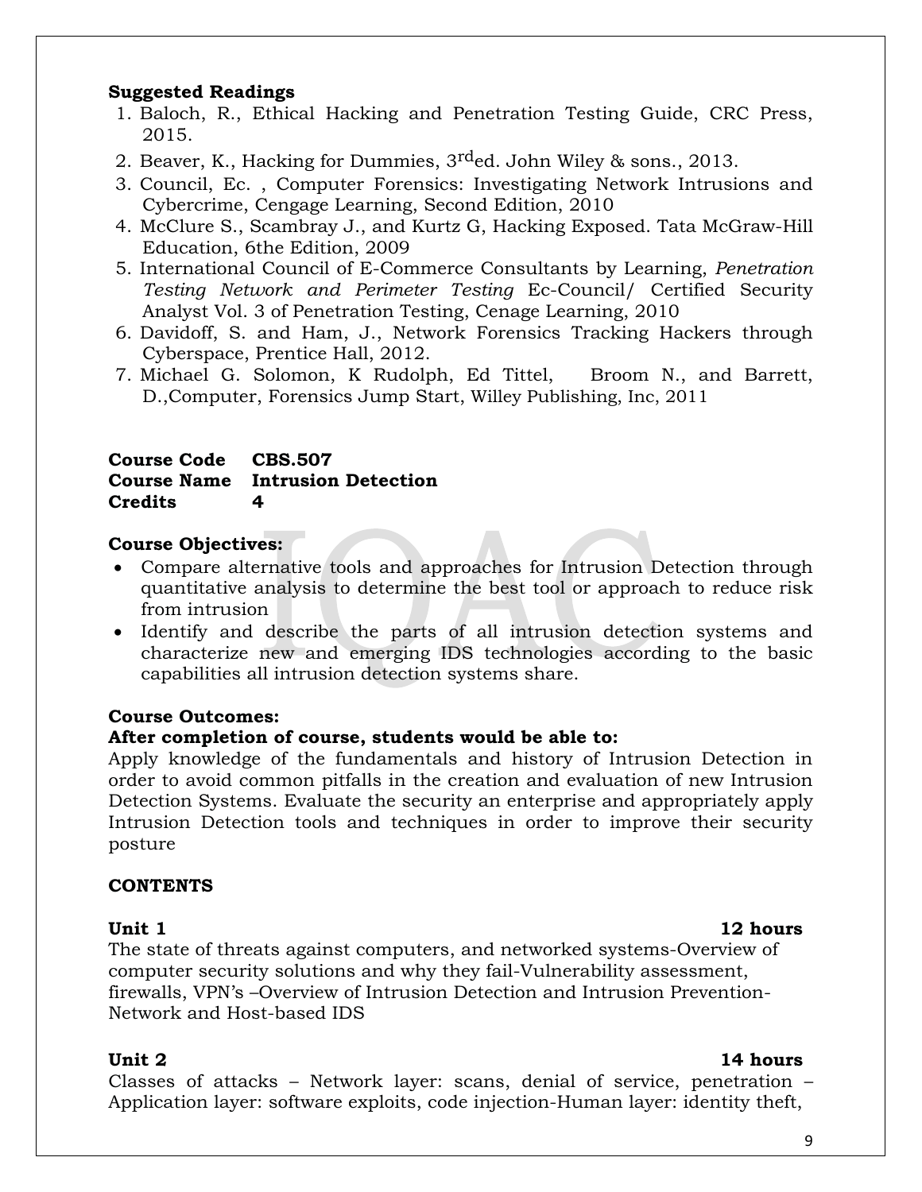**Suggested Readings**

1. Baloch, R., Ethical Hacking and Penetration Testing Guide, CRC Press, 2015.
2. Beaver, K., Hacking for Dummies, 3rded. John Wiley & sons., 2013.
3. Council, Ec. , Computer Forensics: Investigating Network Intrusions and Cybercrime, Cengage Learning, Second Edition, 2010
4. McClure S., Scambray J., and Kurtz G, Hacking Exposed. Tata McGraw-Hill Education, 6the Edition, 2009
5. International Council of E-Commerce Consultants by Learning, *Penetration Testing Network and Perimeter Testing* Ec-Council/ Certified Security Analyst Vol. 3 of Penetration Testing, Cenage Learning, 2010
6. Davidoff, S. and Ham, J., Network Forensics Tracking Hackers through Cyberspace, Prentice Hall, 2012.
7. Michael G. Solomon, K Rudolph, Ed Tittel, Broom N., and Barrett, D.,Computer, Forensics Jump Start, Willey Publishing, Inc, 2011

**Course Code CBS.507**
**Course Name Intrusion Detection**
**Credits 4**

**Course Objectives:**

- Compare alternative tools and approaches for Intrusion Detection through quantitative analysis to determine the best tool or approach to reduce risk from intrusion
- Identify and describe the parts of all intrusion detection systems and characterize new and emerging IDS technologies according to the basic capabilities all intrusion detection systems share.

**Course Outcomes:**

**After completion of course, students would be able to:**

Apply knowledge of the fundamentals and history of Intrusion Detection in order to avoid common pitfalls in the creation and evaluation of new Intrusion Detection Systems. Evaluate the security an enterprise and appropriately apply Intrusion Detection tools and techniques in order to improve their security posture

**CONTENTS**

**Unit 1 12 hours**

The state of threats against computers, and networked systems-Overview of computer security solutions and why they fail-Vulnerability assessment, firewalls, VPN's –Overview of Intrusion Detection and Intrusion Prevention-Network and Host-based IDS

**Unit 2 14 hours**

Classes of attacks – Network layer: scans, denial of service, penetration – Application layer: software exploits, code injection-Human layer: identity theft,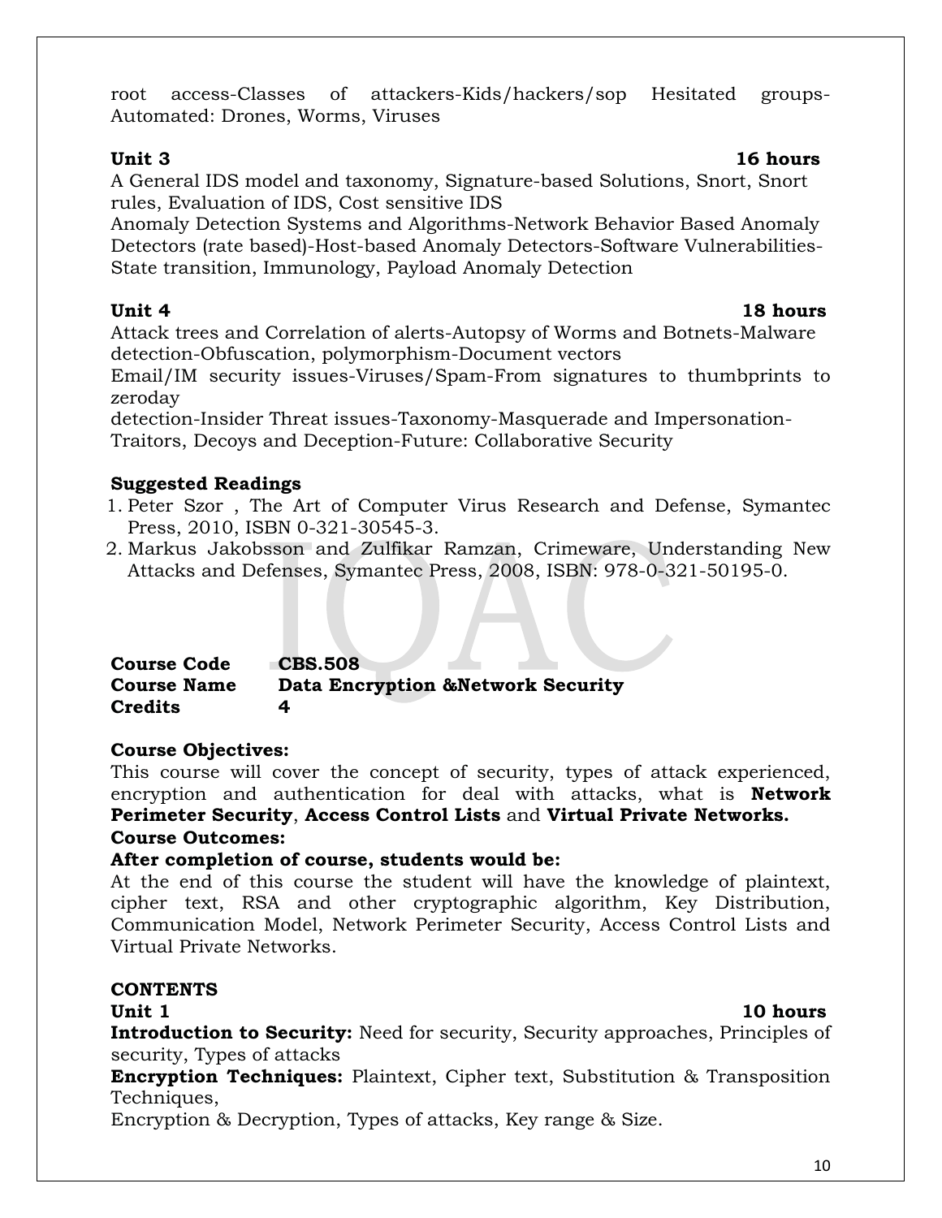root access-Classes of attackers-Kids/hackers/sop Hesitated groups-Automated: Drones, Worms, Viruses

**Unit 3** **16 hours**

A General IDS model and taxonomy, Signature-based Solutions, Snort, Snort rules, Evaluation of IDS, Cost sensitive IDS

Anomaly Detection Systems and Algorithms-Network Behavior Based Anomaly Detectors (rate based)-Host-based Anomaly Detectors-Software Vulnerabilities-State transition, Immunology, Payload Anomaly Detection

**Unit 4** **18 hours**

Attack trees and Correlation of alerts-Autopsy of Worms and Botnets-Malware detection-Obfuscation, polymorphism-Document vectors

Email/IM security issues-Viruses/Spam-From signatures to thumbprints to zeroday

detection-Insider Threat issues-Taxonomy-Masquerade and Impersonation-Traitors, Decoys and Deception-Future: Collaborative Security

**Suggested Readings**

1. Peter Szor , The Art of Computer Virus Research and Defense, Symantec Press, 2010, ISBN 0-321-30545-3.
2. Markus Jakobsson and Zulfikar Ramzan, Crimeware, Understanding New Attacks and Defenses, Symantec Press, 2008, ISBN: 978-0-321-50195-0.

**Course Code** **CBS.508**
**Course Name** **Data Encryption &Network Security**
**Credits** **4**

**Course Objectives:**

This course will cover the concept of security, types of attack experienced, encryption and authentication for deal with attacks, what is **Network Perimeter Security**, **Access Control Lists** and **Virtual Private Networks.**

**Course Outcomes:**

**After completion of course, students would be:**

At the end of this course the student will have the knowledge of plaintext, cipher text, RSA and other cryptographic algorithm, Key Distribution, Communication Model, Network Perimeter Security, Access Control Lists and Virtual Private Networks.

**CONTENTS**

**Unit 1** **10 hours**

**Introduction to Security:** Need for security, Security approaches, Principles of security, Types of attacks

**Encryption Techniques:** Plaintext, Cipher text, Substitution & Transposition Techniques,

Encryption & Decryption, Types of attacks, Key range & Size.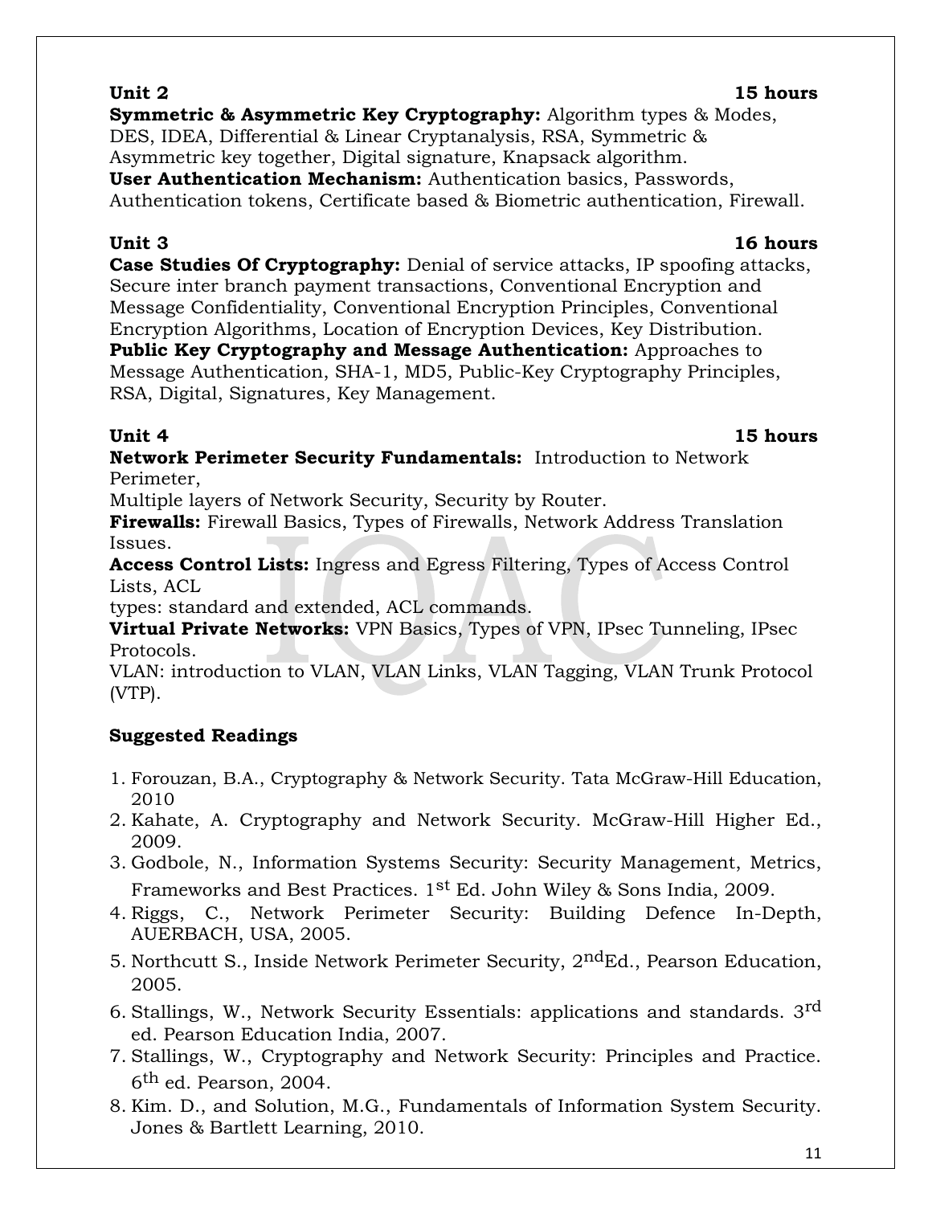**Unit 2** **15 hours**

**Symmetric & Asymmetric Key Cryptography:** Algorithm types & Modes, DES, IDEA, Differential & Linear Cryptanalysis, RSA, Symmetric & Asymmetric key together, Digital signature, Knapsack algorithm.

**User Authentication Mechanism:** Authentication basics, Passwords, Authentication tokens, Certificate based & Biometric authentication, Firewall.

**Unit 3** **16 hours**

**Case Studies Of Cryptography:** Denial of service attacks, IP spoofing attacks, Secure inter branch payment transactions, Conventional Encryption and Message Confidentiality, Conventional Encryption Principles, Conventional Encryption Algorithms, Location of Encryption Devices, Key Distribution.

**Public Key Cryptography and Message Authentication:** Approaches to Message Authentication, SHA-1, MD5, Public-Key Cryptography Principles, RSA, Digital, Signatures, Key Management.

**Unit 4** **15 hours**

**Network Perimeter Security Fundamentals:** Introduction to Network Perimeter,
Multiple layers of Network Security, Security by Router.

**Firewalls:** Firewall Basics, Types of Firewalls, Network Address Translation Issues.

**Access Control Lists:** Ingress and Egress Filtering, Types of Access Control Lists, ACL
types: standard and extended, ACL commands.

**Virtual Private Networks:** VPN Basics, Types of VPN, IPsec Tunneling, IPsec Protocols.

VLAN: introduction to VLAN, VLAN Links, VLAN Tagging, VLAN Trunk Protocol (VTP).

**Suggested Readings**

1. Forouzan, B.A., Cryptography & Network Security. Tata McGraw-Hill Education, 2010
2. Kahate, A. Cryptography and Network Security. McGraw-Hill Higher Ed., 2009.
3. Godbole, N., Information Systems Security: Security Management, Metrics, Frameworks and Best Practices. 1st Ed. John Wiley & Sons India, 2009.
4. Riggs, C., Network Perimeter Security: Building Defence In-Depth, AUERBACH, USA, 2005.
5. Northcutt S., Inside Network Perimeter Security, 2ndEd., Pearson Education, 2005.
6. Stallings, W., Network Security Essentials: applications and standards. 3rd ed. Pearson Education India, 2007.
7. Stallings, W., Cryptography and Network Security: Principles and Practice. 6th ed. Pearson, 2004.
8. Kim. D., and Solution, M.G., Fundamentals of Information System Security. Jones & Bartlett Learning, 2010.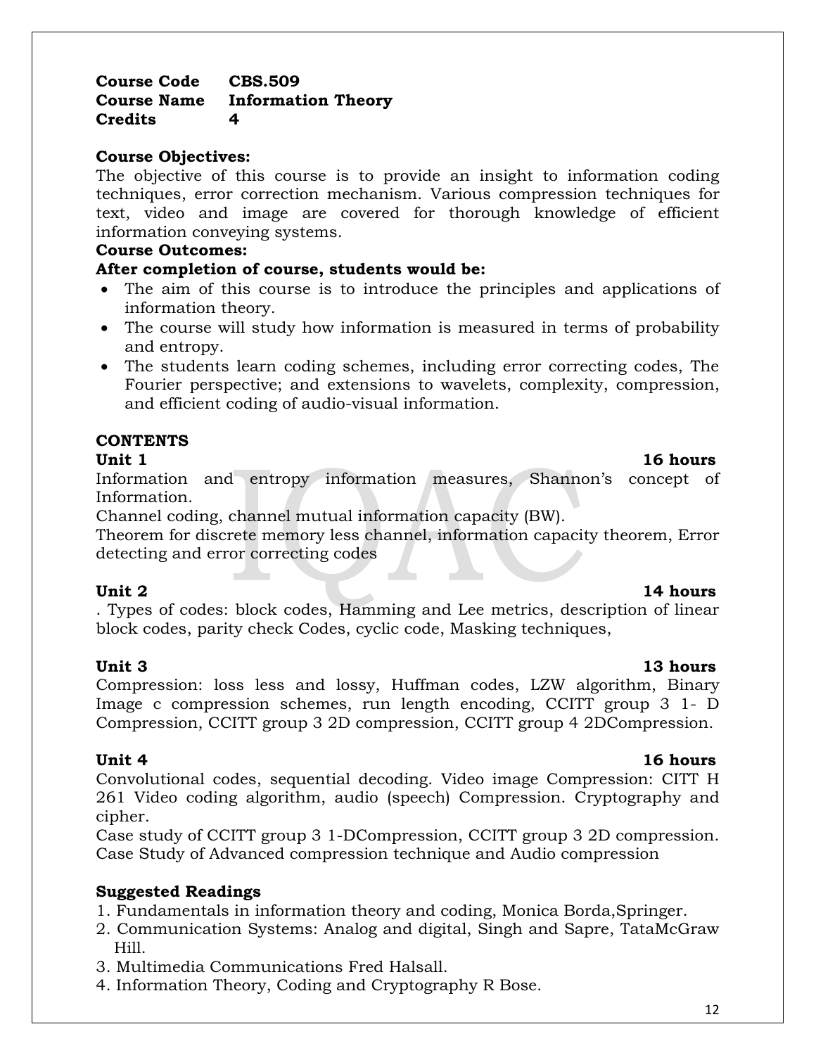**Course Code** **CBS.509**
**Course Name** **Information Theory**
**Credits** **4**

**Course Objectives:**

The objective of this course is to provide an insight to information coding techniques, error correction mechanism. Various compression techniques for text, video and image are covered for thorough knowledge of efficient information conveying systems.

**Course Outcomes:**

**After completion of course, students would be:**

- The aim of this course is to introduce the principles and applications of information theory.
- The course will study how information is measured in terms of probability and entropy.
- The students learn coding schemes, including error correcting codes, The Fourier perspective; and extensions to wavelets, complexity, compression, and efficient coding of audio-visual information.

**CONTENTS**

**Unit 1** **16 hours**

Information and entropy information measures, Shannon's concept of Information.

Channel coding, channel mutual information capacity (BW).

Theorem for discrete memory less channel, information capacity theorem, Error detecting and error correcting codes

**Unit 2** **14 hours**

. Types of codes: block codes, Hamming and Lee metrics, description of linear block codes, parity check Codes, cyclic code, Masking techniques,

**Unit 3** **13 hours**

Compression: loss less and lossy, Huffman codes, LZW algorithm, Binary Image c compression schemes, run length encoding, CCITT group 3 1- D Compression, CCITT group 3 2D compression, CCITT group 4 2DCompression.

**Unit 4** **16 hours**

Convolutional codes, sequential decoding. Video image Compression: CITT H 261 Video coding algorithm, audio (speech) Compression. Cryptography and cipher.

Case study of CCITT group 3 1-DCompression, CCITT group 3 2D compression. Case Study of Advanced compression technique and Audio compression

**Suggested Readings**

1. Fundamentals in information theory and coding, Monica Borda,Springer.
2. Communication Systems: Analog and digital, Singh and Sapre, TataMcGraw Hill.
3. Multimedia Communications Fred Halsall.
4. Information Theory, Coding and Cryptography R Bose.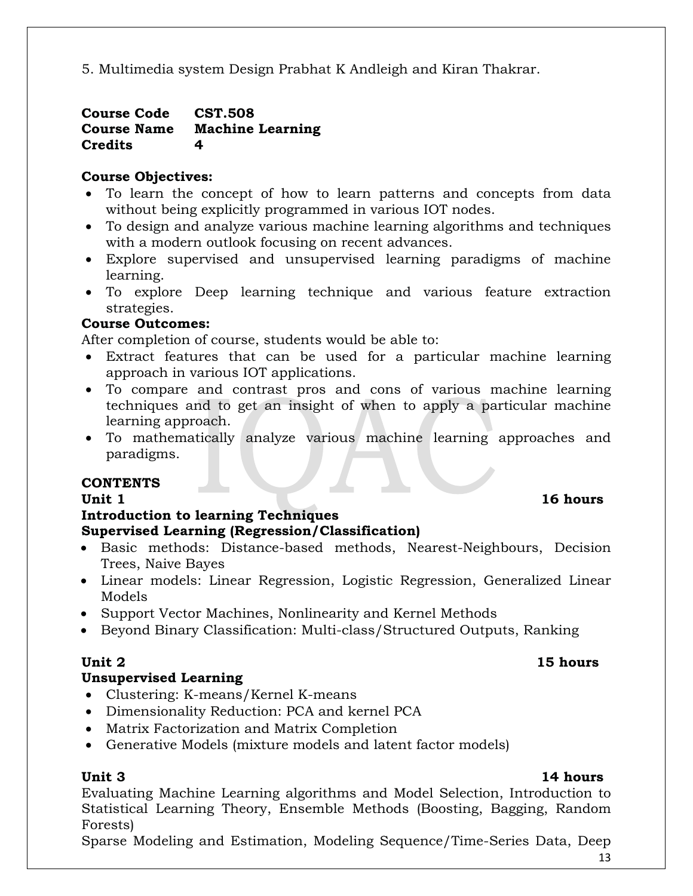5. Multimedia system Design Prabhat K Andleigh and Kiran Thakrar.

**Course Code** **CST.508**
**Course Name** **Machine Learning**
**Credits** **4**

**Course Objectives:**

- To learn the concept of how to learn patterns and concepts from data without being explicitly programmed in various IOT nodes.
- To design and analyze various machine learning algorithms and techniques with a modern outlook focusing on recent advances.
- Explore supervised and unsupervised learning paradigms of machine learning.
- To explore Deep learning technique and various feature extraction strategies.

**Course Outcomes:**

After completion of course, students would be able to:

- Extract features that can be used for a particular machine learning approach in various IOT applications.
- To compare and contrast pros and cons of various machine learning techniques and to get an insight of when to apply a particular machine learning approach.
- To mathematically analyze various machine learning approaches and paradigms.

**CONTENTS**

**Unit 1** **16 hours**

**Introduction to learning Techniques**

**Supervised Learning (Regression/Classification)**

- Basic methods: Distance-based methods, Nearest-Neighbours, Decision Trees, Naive Bayes
- Linear models: Linear Regression, Logistic Regression, Generalized Linear Models
- Support Vector Machines, Nonlinearity and Kernel Methods
- Beyond Binary Classification: Multi-class/Structured Outputs, Ranking

**Unit 2** **15 hours**

**Unsupervised Learning**

- Clustering: K-means/Kernel K-means
- Dimensionality Reduction: PCA and kernel PCA
- Matrix Factorization and Matrix Completion
- Generative Models (mixture models and latent factor models)

**Unit 3** **14 hours**

Evaluating Machine Learning algorithms and Model Selection, Introduction to Statistical Learning Theory, Ensemble Methods (Boosting, Bagging, Random Forests)

Sparse Modeling and Estimation, Modeling Sequence/Time-Series Data, Deep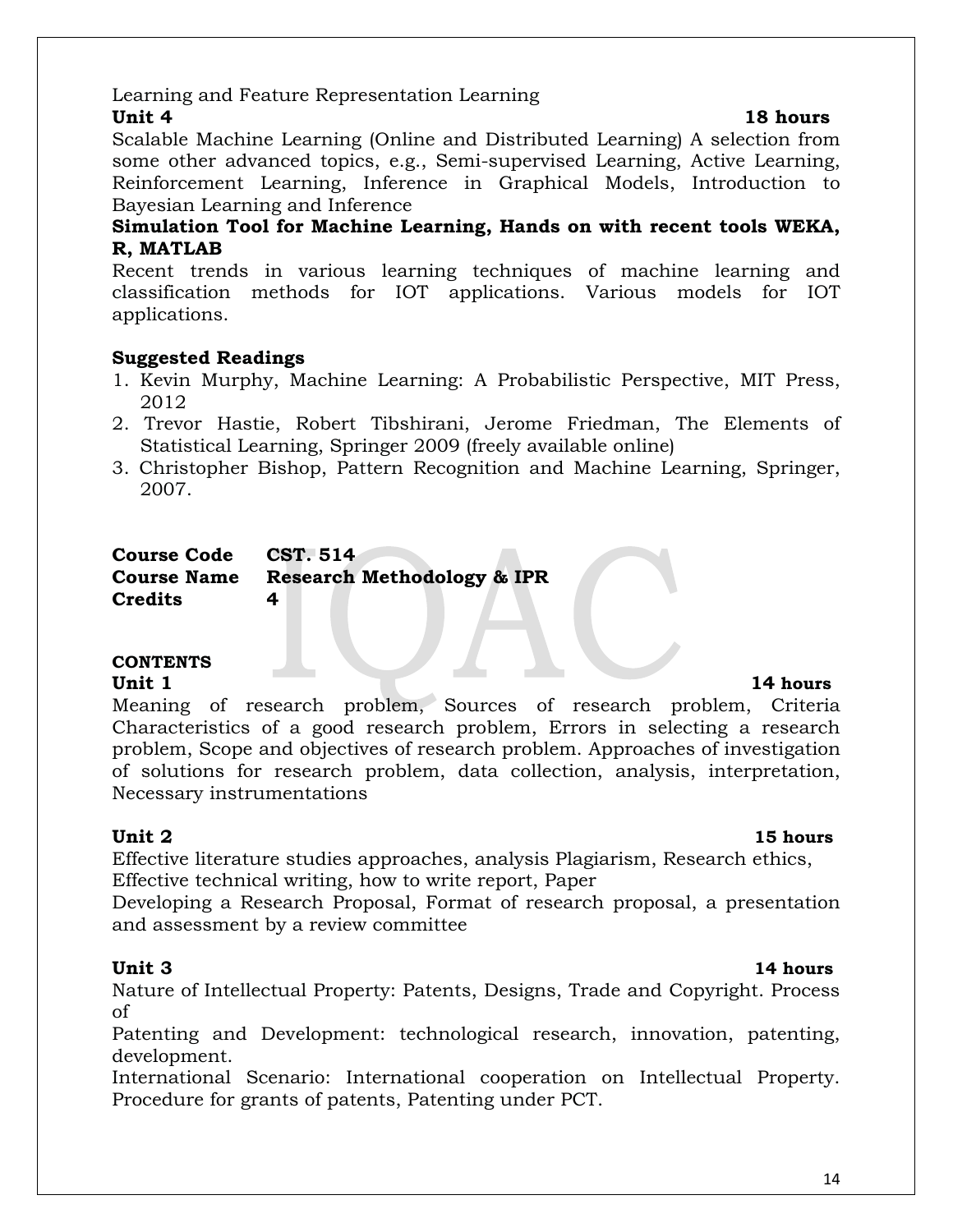Learning and Feature Representation Learning

**Unit 4** **18 hours**

Scalable Machine Learning (Online and Distributed Learning) A selection from some other advanced topics, e.g., Semi-supervised Learning, Active Learning, Reinforcement Learning, Inference in Graphical Models, Introduction to Bayesian Learning and Inference

**Simulation Tool for Machine Learning, Hands on with recent tools WEKA, R, MATLAB**

Recent trends in various learning techniques of machine learning and classification methods for IOT applications. Various models for IOT applications.

**Suggested Readings**

1. Kevin Murphy, Machine Learning: A Probabilistic Perspective, MIT Press, 2012
2. Trevor Hastie, Robert Tibshirani, Jerome Friedman, The Elements of Statistical Learning, Springer 2009 (freely available online)
3. Christopher Bishop, Pattern Recognition and Machine Learning, Springer, 2007.

**Course Code** **CST. 514**
**Course Name** **Research Methodology & IPR**
**Credits** **4**

**CONTENTS**

**Unit 1** **14 hours**

Meaning of research problem, Sources of research problem, Criteria Characteristics of a good research problem, Errors in selecting a research problem, Scope and objectives of research problem. Approaches of investigation of solutions for research problem, data collection, analysis, interpretation, Necessary instrumentations

**Unit 2** **15 hours**

Effective literature studies approaches, analysis Plagiarism, Research ethics, Effective technical writing, how to write report, Paper

Developing a Research Proposal, Format of research proposal, a presentation and assessment by a review committee

**Unit 3** **14 hours**

Nature of Intellectual Property: Patents, Designs, Trade and Copyright. Process of

Patenting and Development: technological research, innovation, patenting, development.

International Scenario: International cooperation on Intellectual Property. Procedure for grants of patents, Patenting under PCT.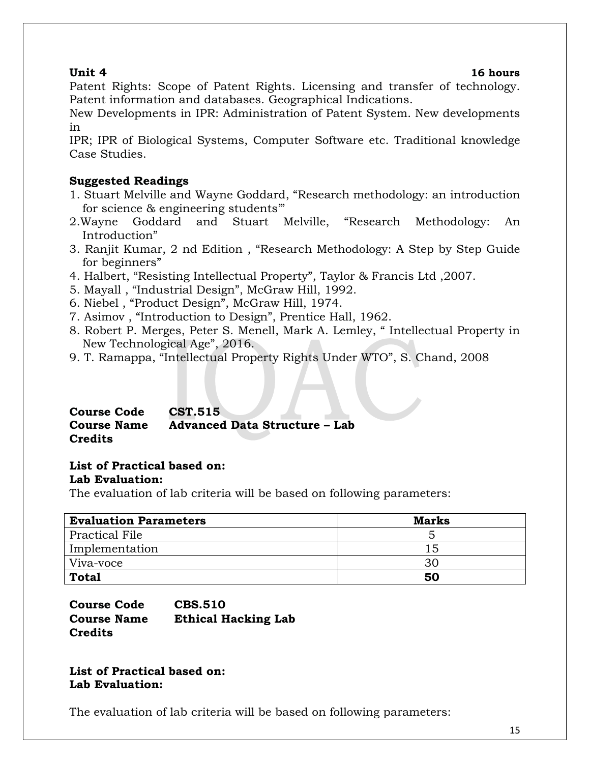**Unit 4** **16 hours**

Patent Rights: Scope of Patent Rights. Licensing and transfer of technology. Patent information and databases. Geographical Indications.

New Developments in IPR: Administration of Patent System. New developments in

IPR; IPR of Biological Systems, Computer Software etc. Traditional knowledge Case Studies.

**Suggested Readings**

1. Stuart Melville and Wayne Goddard, "Research methodology: an introduction for science & engineering students'"
2. Wayne Goddard and Stuart Melville, "Research Methodology: An Introduction"
3. Ranjit Kumar, 2 nd Edition , "Research Methodology: A Step by Step Guide for beginners"
4. Halbert, "Resisting Intellectual Property", Taylor & Francis Ltd ,2007.
5. Mayall , "Industrial Design", McGraw Hill, 1992.
6. Niebel , "Product Design", McGraw Hill, 1974.
7. Asimov , "Introduction to Design", Prentice Hall, 1962.
8. Robert P. Merges, Peter S. Menell, Mark A. Lemley, " Intellectual Property in New Technological Age", 2016.
9. T. Ramappa, "Intellectual Property Rights Under WTO", S. Chand, 2008

**Course Code** **CST.515**
**Course Name** **Advanced Data Structure – Lab**
**Credits**

**List of Practical based on:**
**Lab Evaluation:**

The evaluation of lab criteria will be based on following parameters:

| Evaluation Parameters | Marks |
| --- | --- |
| Practical File | 5 |
| Implementation | 15 |
| Viva-voce | 30 |
| **Total** | **50** |

**Course Code** **CBS.510**
**Course Name** **Ethical Hacking Lab**
**Credits**

**List of Practical based on:**
**Lab Evaluation:**

The evaluation of lab criteria will be based on following parameters: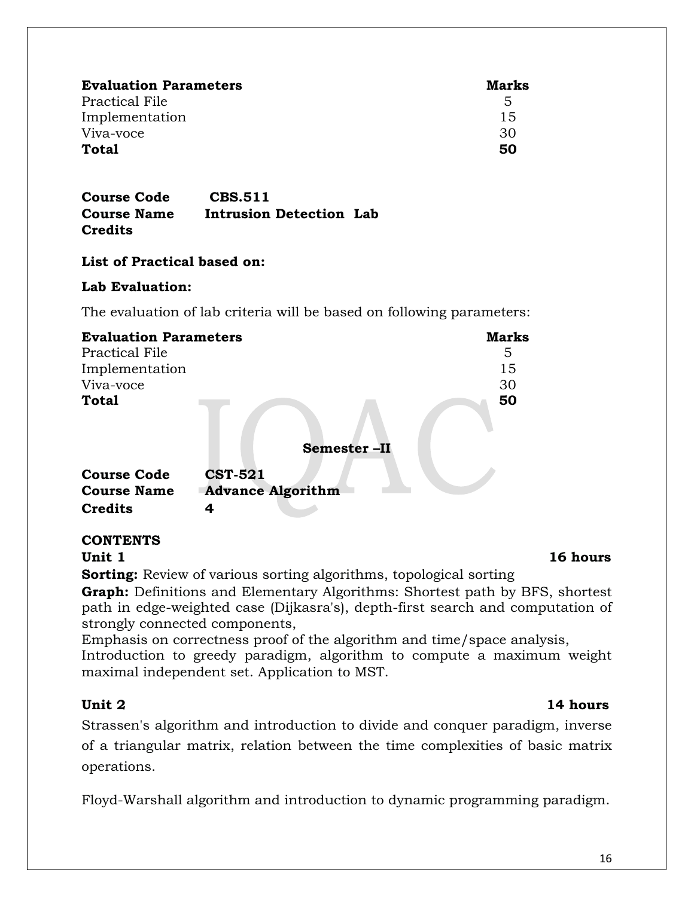| **Evaluation Parameters** | **Marks** |
|---|---|
| Practical File | 5 |
| Implementation | 15 |
| Viva-voce | 30 |
| **Total** | **50** |

**Course Code** **CBS.511**
**Course Name** **Intrusion Detection Lab**
**Credits**

**List of Practical based on:**

**Lab Evaluation:**

The evaluation of lab criteria will be based on following parameters:

| **Evaluation Parameters** | **Marks** |
|---|---|
| Practical File | 5 |
| Implementation | 15 |
| Viva-voce | 30 |
| **Total** | **50** |

## Semester –II

**Course Code** **CST-521**
**Course Name** **Advance Algorithm**
**Credits** **4**

**CONTENTS**

**Unit 1** **16 hours**

**Sorting:** Review of various sorting algorithms, topological sorting

**Graph:** Definitions and Elementary Algorithms: Shortest path by BFS, shortest path in edge-weighted case (Dijkasra's), depth-first search and computation of strongly connected components,

Emphasis on correctness proof of the algorithm and time/space analysis,

Introduction to greedy paradigm, algorithm to compute a maximum weight maximal independent set. Application to MST.

**Unit 2** **14 hours**

Strassen's algorithm and introduction to divide and conquer paradigm, inverse of a triangular matrix, relation between the time complexities of basic matrix operations.

Floyd-Warshall algorithm and introduction to dynamic programming paradigm.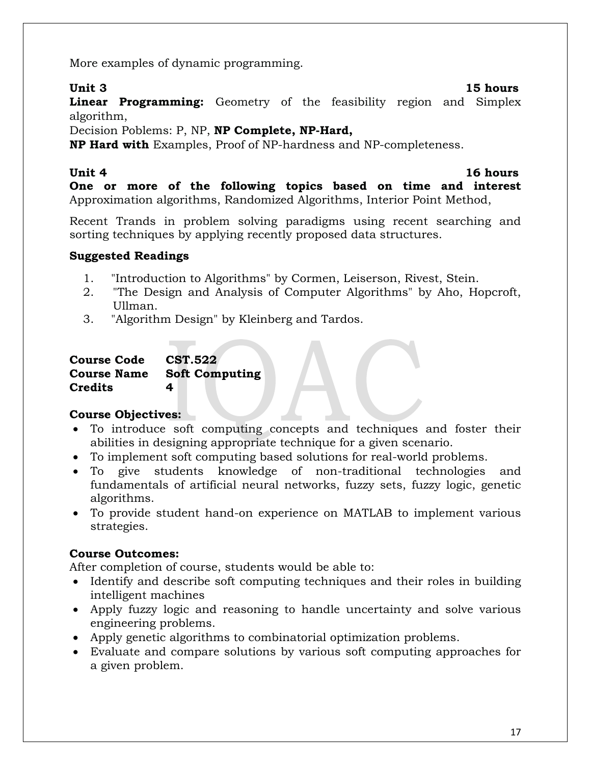More examples of dynamic programming.

**Unit 3** **15 hours**

**Linear Programming:** Geometry of the feasibility region and Simplex algorithm,

Decision Poblems: P, NP, **NP Complete, NP-Hard,**

**NP Hard with** Examples, Proof of NP-hardness and NP-completeness.

**Unit 4** **16 hours**

**One or more of the following topics based on time and interest** Approximation algorithms, Randomized Algorithms, Interior Point Method,

Recent Trands in problem solving paradigms using recent searching and sorting techniques by applying recently proposed data structures.

**Suggested Readings**

1. "Introduction to Algorithms" by Cormen, Leiserson, Rivest, Stein.
2. "The Design and Analysis of Computer Algorithms" by Aho, Hopcroft, Ullman.
3. "Algorithm Design" by Kleinberg and Tardos.

**Course Code** **CST.522**
**Course Name** **Soft Computing**
**Credits** **4**

**Course Objectives:**

- To introduce soft computing concepts and techniques and foster their abilities in designing appropriate technique for a given scenario.
- To implement soft computing based solutions for real-world problems.
- To give students knowledge of non-traditional technologies and fundamentals of artificial neural networks, fuzzy sets, fuzzy logic, genetic algorithms.
- To provide student hand-on experience on MATLAB to implement various strategies.

**Course Outcomes:**

After completion of course, students would be able to:

- Identify and describe soft computing techniques and their roles in building intelligent machines
- Apply fuzzy logic and reasoning to handle uncertainty and solve various engineering problems.
- Apply genetic algorithms to combinatorial optimization problems.
- Evaluate and compare solutions by various soft computing approaches for a given problem.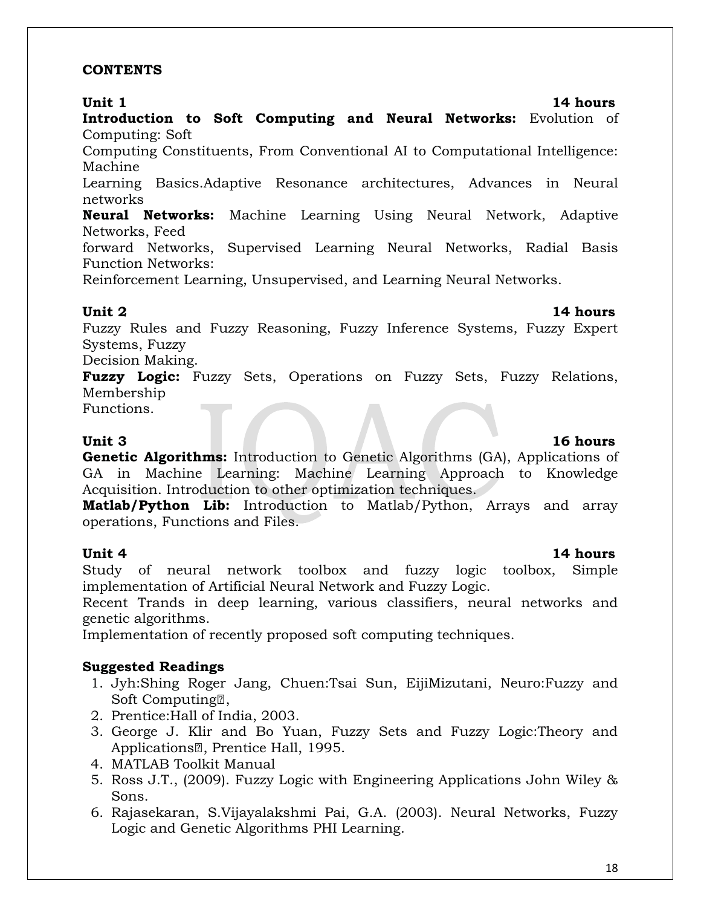**CONTENTS**

**Unit 1** **14 hours**

**Introduction to Soft Computing and Neural Networks:** Evolution of Computing: Soft Computing Constituents, From Conventional AI to Computational Intelligence: Machine Learning Basics.Adaptive Resonance architectures, Advances in Neural networks

**Neural Networks:** Machine Learning Using Neural Network, Adaptive Networks, Feed forward Networks, Supervised Learning Neural Networks, Radial Basis Function Networks: Reinforcement Learning, Unsupervised, and Learning Neural Networks.

**Unit 2** **14 hours**

Fuzzy Rules and Fuzzy Reasoning, Fuzzy Inference Systems, Fuzzy Expert Systems, Fuzzy Decision Making.

**Fuzzy Logic:** Fuzzy Sets, Operations on Fuzzy Sets, Fuzzy Relations, Membership Functions.

**Unit 3** **16 hours**

**Genetic Algorithms:** Introduction to Genetic Algorithms (GA), Applications of GA in Machine Learning: Machine Learning Approach to Knowledge Acquisition. Introduction to other optimization techniques.

**Matlab/Python Lib:** Introduction to Matlab/Python, Arrays and array operations, Functions and Files.

**Unit 4** **14 hours**

Study of neural network toolbox and fuzzy logic toolbox, Simple implementation of Artificial Neural Network and Fuzzy Logic.

Recent Trands in deep learning, various classifiers, neural networks and genetic algorithms.

Implementation of recently proposed soft computing techniques.

**Suggested Readings**

1. Jyh:Shing Roger Jang, Chuen:Tsai Sun, EijiMizutani, Neuro:Fuzzy and Soft Computing,
2. Prentice:Hall of India, 2003.
3. George J. Klir and Bo Yuan, Fuzzy Sets and Fuzzy Logic:Theory and Applications, Prentice Hall, 1995.
4. MATLAB Toolkit Manual
5. Ross J.T., (2009). Fuzzy Logic with Engineering Applications John Wiley & Sons.
6. Rajasekaran, S.Vijayalakshmi Pai, G.A. (2003). Neural Networks, Fuzzy Logic and Genetic Algorithms PHI Learning.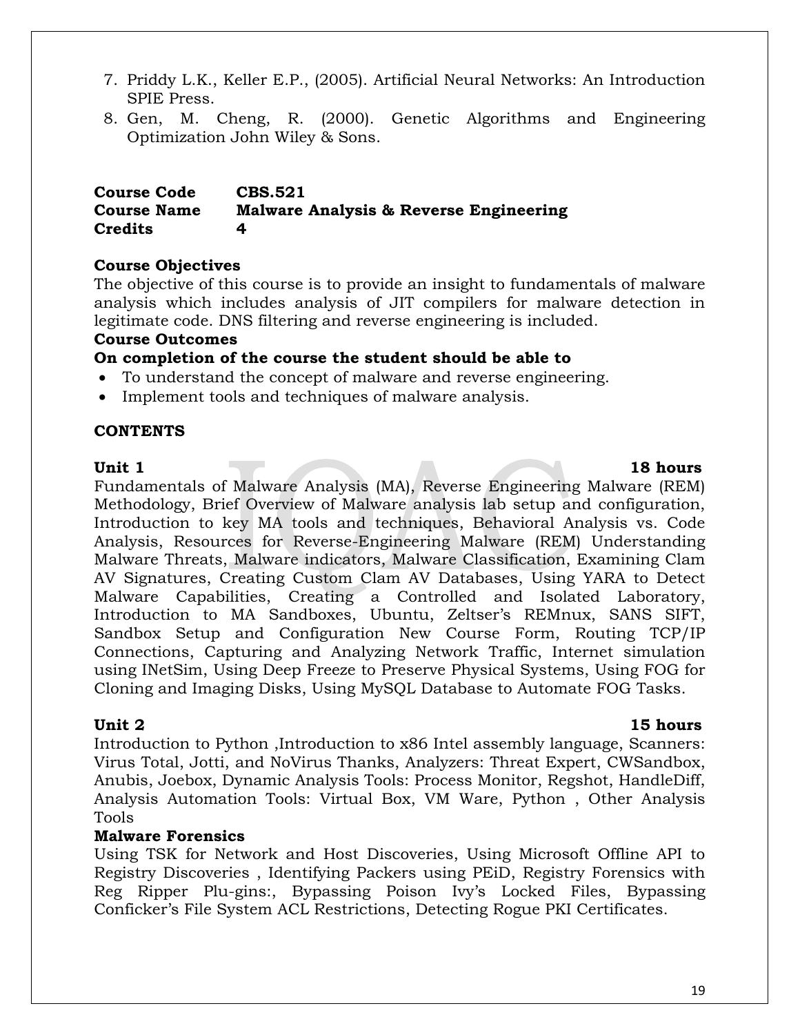7. Priddy L.K., Keller E.P., (2005). Artificial Neural Networks: An Introduction SPIE Press.
8. Gen, M. Cheng, R. (2000). Genetic Algorithms and Engineering Optimization John Wiley & Sons.

**Course Code** **CBS.521**
**Course Name** **Malware Analysis & Reverse Engineering**
**Credits** **4**

**Course Objectives**

The objective of this course is to provide an insight to fundamentals of malware analysis which includes analysis of JIT compilers for malware detection in legitimate code. DNS filtering and reverse engineering is included.

**Course Outcomes**

**On completion of the course the student should be able to**

- To understand the concept of malware and reverse engineering.
- Implement tools and techniques of malware analysis.

**CONTENTS**

**Unit 1** **18 hours**

Fundamentals of Malware Analysis (MA), Reverse Engineering Malware (REM) Methodology, Brief Overview of Malware analysis lab setup and configuration, Introduction to key MA tools and techniques, Behavioral Analysis vs. Code Analysis, Resources for Reverse-Engineering Malware (REM) Understanding Malware Threats, Malware indicators, Malware Classification, Examining Clam AV Signatures, Creating Custom Clam AV Databases, Using YARA to Detect Malware Capabilities, Creating a Controlled and Isolated Laboratory, Introduction to MA Sandboxes, Ubuntu, Zeltser's REMnux, SANS SIFT, Sandbox Setup and Configuration New Course Form, Routing TCP/IP Connections, Capturing and Analyzing Network Traffic, Internet simulation using INetSim, Using Deep Freeze to Preserve Physical Systems, Using FOG for Cloning and Imaging Disks, Using MySQL Database to Automate FOG Tasks.

**Unit 2** **15 hours**

Introduction to Python ,Introduction to x86 Intel assembly language, Scanners: Virus Total, Jotti, and NoVirus Thanks, Analyzers: Threat Expert, CWSandbox, Anubis, Joebox, Dynamic Analysis Tools: Process Monitor, Regshot, HandleDiff, Analysis Automation Tools: Virtual Box, VM Ware, Python , Other Analysis Tools

**Malware Forensics**

Using TSK for Network and Host Discoveries, Using Microsoft Offline API to Registry Discoveries , Identifying Packers using PEiD, Registry Forensics with Reg Ripper Plu-gins:, Bypassing Poison Ivy's Locked Files, Bypassing Conficker's File System ACL Restrictions, Detecting Rogue PKI Certificates.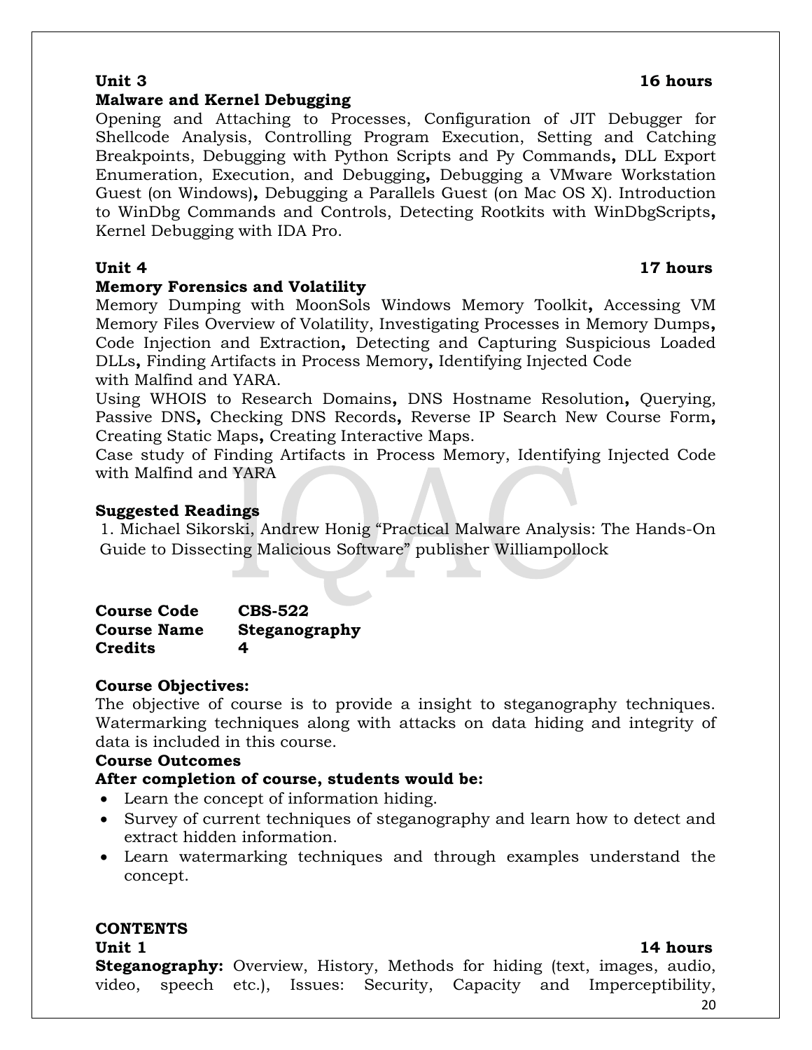**Unit 3** **16 hours**

**Malware and Kernel Debugging**

Opening and Attaching to Processes, Configuration of JIT Debugger for Shellcode Analysis, Controlling Program Execution, Setting and Catching Breakpoints, Debugging with Python Scripts and Py Commands**,** DLL Export Enumeration, Execution, and Debugging**,** Debugging a VMware Workstation Guest (on Windows)**,** Debugging a Parallels Guest (on Mac OS X). Introduction to WinDbg Commands and Controls, Detecting Rootkits with WinDbgScripts**,** Kernel Debugging with IDA Pro.

**Unit 4** **17 hours**

**Memory Forensics and Volatility**

Memory Dumping with MoonSols Windows Memory Toolkit**,** Accessing VM Memory Files Overview of Volatility, Investigating Processes in Memory Dumps**,** Code Injection and Extraction**,** Detecting and Capturing Suspicious Loaded DLLs**,** Finding Artifacts in Process Memory**,** Identifying Injected Code with Malfind and YARA.

Using WHOIS to Research Domains**,** DNS Hostname Resolution**,** Querying, Passive DNS**,** Checking DNS Records**,** Reverse IP Search New Course Form**,** Creating Static Maps**,** Creating Interactive Maps.

Case study of Finding Artifacts in Process Memory, Identifying Injected Code with Malfind and YARA

**Suggested Readings**

1. Michael Sikorski, Andrew Honig "Practical Malware Analysis: The Hands-On Guide to Dissecting Malicious Software" publisher Williampollock

**Course Code** **CBS-522**
**Course Name** **Steganography**
**Credits** **4**

**Course Objectives:**

The objective of course is to provide a insight to steganography techniques. Watermarking techniques along with attacks on data hiding and integrity of data is included in this course.

**Course Outcomes**

**After completion of course, students would be:**

- Learn the concept of information hiding.
- Survey of current techniques of steganography and learn how to detect and extract hidden information.
- Learn watermarking techniques and through examples understand the concept.

**CONTENTS**

**Unit 1** **14 hours**

**Steganography:** Overview, History, Methods for hiding (text, images, audio, video, speech etc.), Issues: Security, Capacity and Imperceptibility,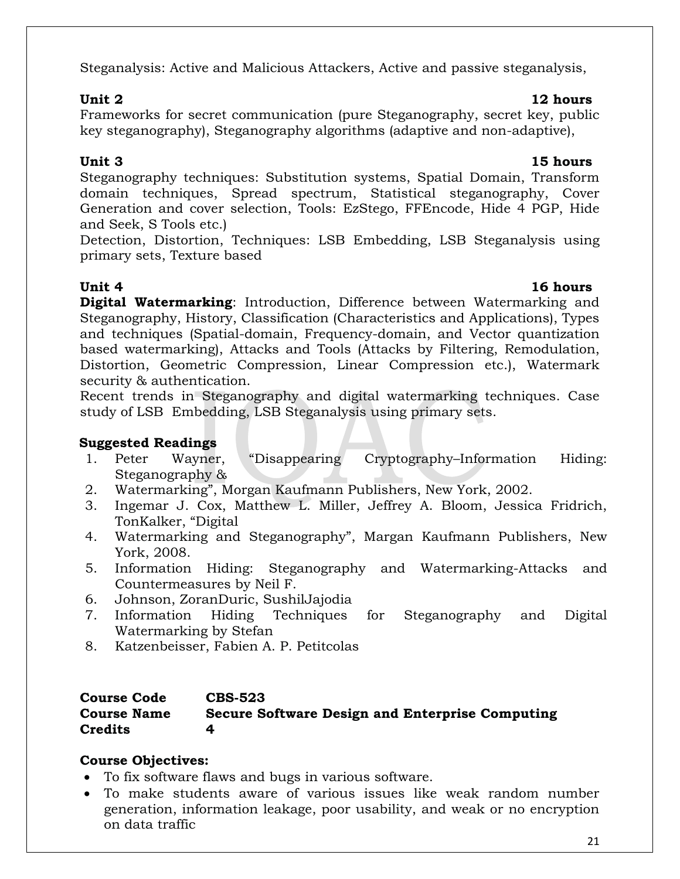Steganalysis: Active and Malicious Attackers, Active and passive steganalysis,

**Unit 2** **12 hours**

Frameworks for secret communication (pure Steganography, secret key, public key steganography), Steganography algorithms (adaptive and non-adaptive),

**Unit 3** **15 hours**

Steganography techniques: Substitution systems, Spatial Domain, Transform domain techniques, Spread spectrum, Statistical steganography, Cover Generation and cover selection, Tools: EzStego, FFEncode, Hide 4 PGP, Hide and Seek, S Tools etc.)

Detection, Distortion, Techniques: LSB Embedding, LSB Steganalysis using primary sets, Texture based

**Unit 4** **16 hours**

**Digital Watermarking**: Introduction, Difference between Watermarking and Steganography, History, Classification (Characteristics and Applications), Types and techniques (Spatial-domain, Frequency-domain, and Vector quantization based watermarking), Attacks and Tools (Attacks by Filtering, Remodulation, Distortion, Geometric Compression, Linear Compression etc.), Watermark security & authentication.

Recent trends in Steganography and digital watermarking techniques. Case study of LSB Embedding, LSB Steganalysis using primary sets.

**Suggested Readings**

1. Peter Wayner, "Disappearing Cryptography–Information Hiding: Steganography &
2. Watermarking", Morgan Kaufmann Publishers, New York, 2002.
3. Ingemar J. Cox, Matthew L. Miller, Jeffrey A. Bloom, Jessica Fridrich, TonKalker, "Digital
4. Watermarking and Steganography", Margan Kaufmann Publishers, New York, 2008.
5. Information Hiding: Steganography and Watermarking-Attacks and Countermeasures by Neil F.
6. Johnson, ZoranDuric, SushilJajodia
7. Information Hiding Techniques for Steganography and Digital Watermarking by Stefan
8. Katzenbeisser, Fabien A. P. Petitcolas

| | |
|---|---|
| **Course Code** | **CBS-523** |
| **Course Name** | **Secure Software Design and Enterprise Computing** |
| **Credits** | **4** |

**Course Objectives:**

- To fix software flaws and bugs in various software.
- To make students aware of various issues like weak random number generation, information leakage, poor usability, and weak or no encryption on data traffic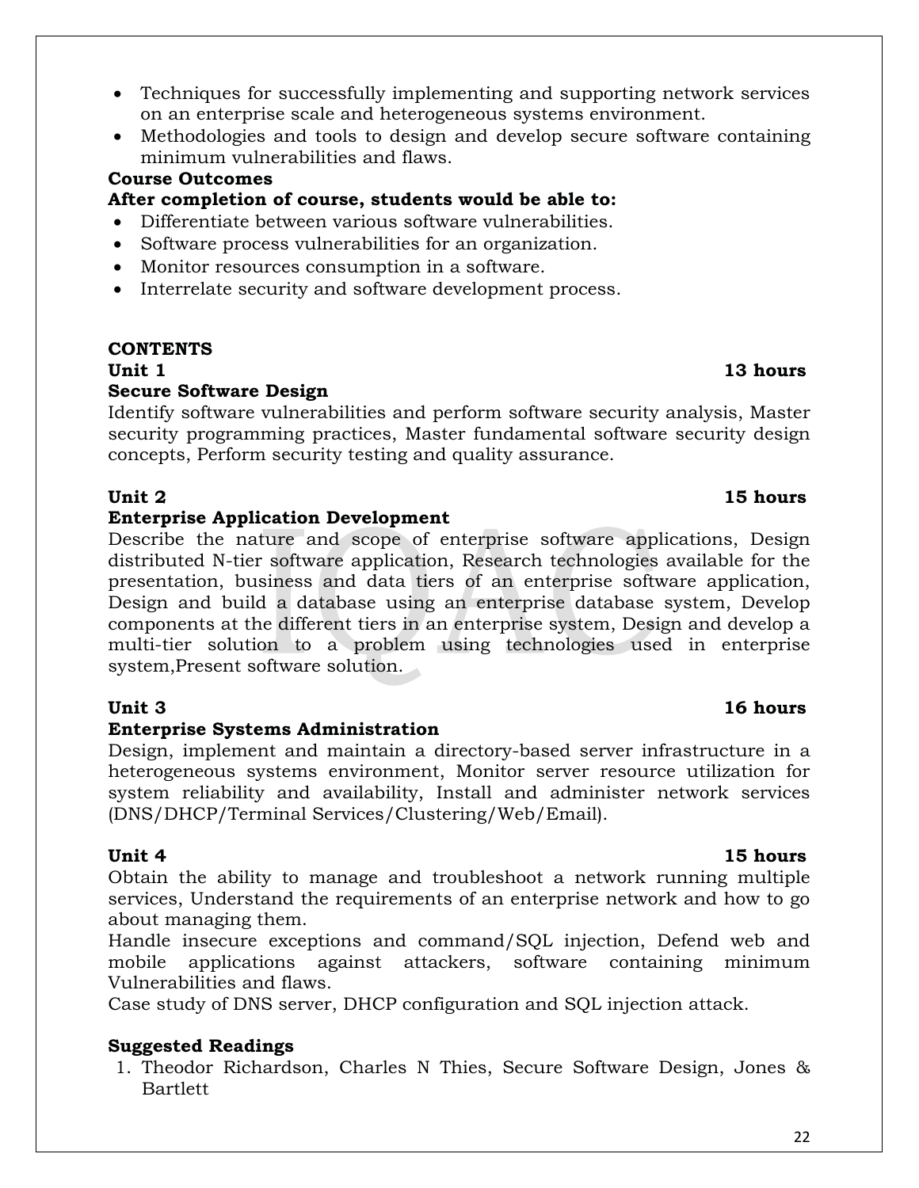- Techniques for successfully implementing and supporting network services on an enterprise scale and heterogeneous systems environment.
- Methodologies and tools to design and develop secure software containing minimum vulnerabilities and flaws.

**Course Outcomes**

**After completion of course, students would be able to:**

- Differentiate between various software vulnerabilities.
- Software process vulnerabilities for an organization.
- Monitor resources consumption in a software.
- Interrelate security and software development process.

**CONTENTS**

**Unit 1** **13 hours**

**Secure Software Design**

Identify software vulnerabilities and perform software security analysis, Master security programming practices, Master fundamental software security design concepts, Perform security testing and quality assurance.

**Unit 2** **15 hours**

**Enterprise Application Development**

Describe the nature and scope of enterprise software applications, Design distributed N-tier software application, Research technologies available for the presentation, business and data tiers of an enterprise software application, Design and build a database using an enterprise database system, Develop components at the different tiers in an enterprise system, Design and develop a multi-tier solution to a problem using technologies used in enterprise system,Present software solution.

**Unit 3** **16 hours**

**Enterprise Systems Administration**

Design, implement and maintain a directory-based server infrastructure in a heterogeneous systems environment, Monitor server resource utilization for system reliability and availability, Install and administer network services (DNS/DHCP/Terminal Services/Clustering/Web/Email).

**Unit 4** **15 hours**

Obtain the ability to manage and troubleshoot a network running multiple services, Understand the requirements of an enterprise network and how to go about managing them.

Handle insecure exceptions and command/SQL injection, Defend web and mobile applications against attackers, software containing minimum Vulnerabilities and flaws.

Case study of DNS server, DHCP configuration and SQL injection attack.

**Suggested Readings**

1. Theodor Richardson, Charles N Thies, Secure Software Design, Jones & Bartlett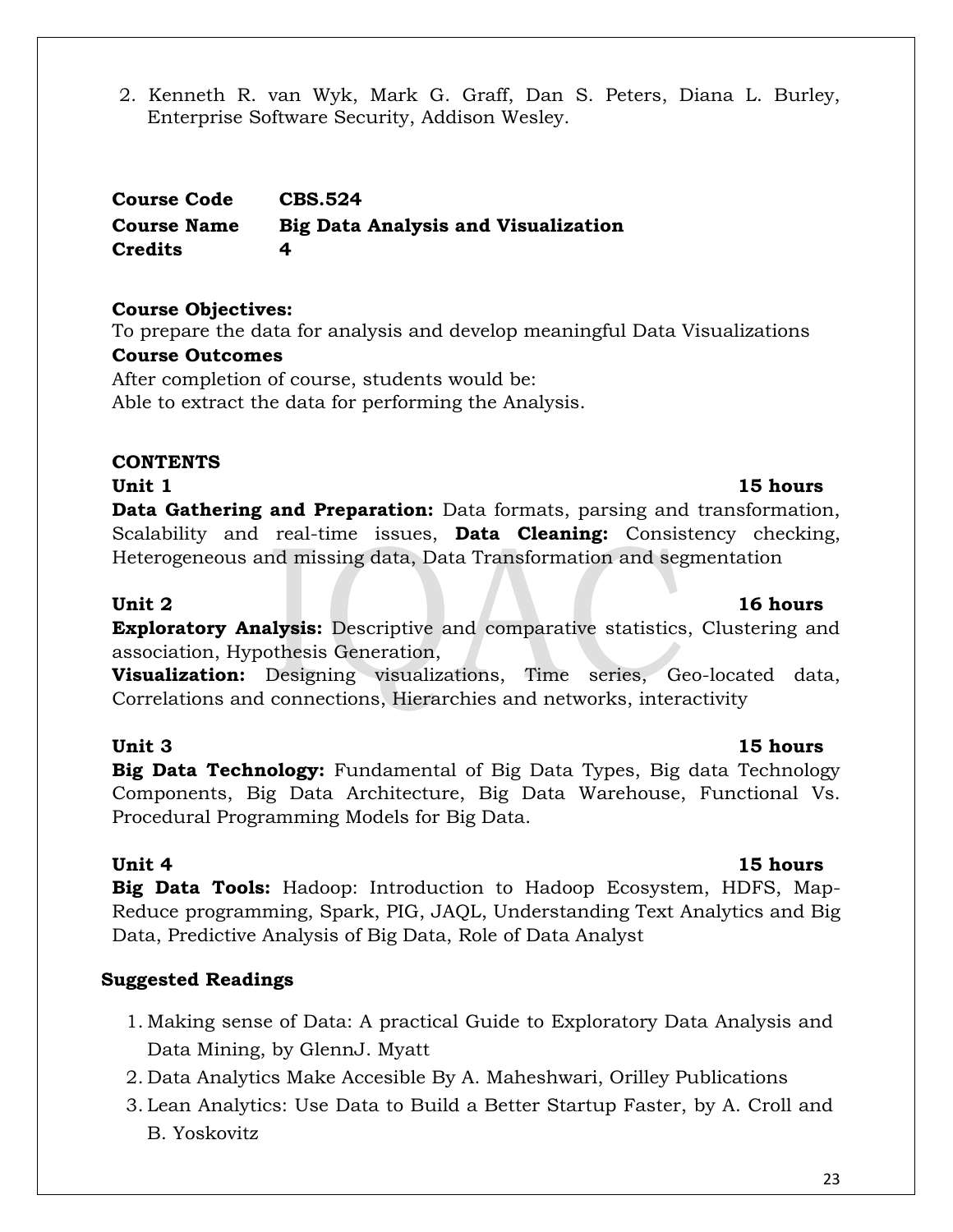2. Kenneth R. van Wyk, Mark G. Graff, Dan S. Peters, Diana L. Burley, Enterprise Software Security, Addison Wesley.

**Course Code** **CBS.524**
**Course Name** **Big Data Analysis and Visualization**
**Credits** **4**

**Course Objectives:**
To prepare the data for analysis and develop meaningful Data Visualizations

**Course Outcomes**
After completion of course, students would be:
Able to extract the data for performing the Analysis.

**CONTENTS**

**Unit 1** **15 hours**

**Data Gathering and Preparation:** Data formats, parsing and transformation, Scalability and real-time issues, **Data Cleaning:** Consistency checking, Heterogeneous and missing data, Data Transformation and segmentation

**Unit 2** **16 hours**

**Exploratory Analysis:** Descriptive and comparative statistics, Clustering and association, Hypothesis Generation,
**Visualization:** Designing visualizations, Time series, Geo-located data, Correlations and connections, Hierarchies and networks, interactivity

**Unit 3** **15 hours**

**Big Data Technology:** Fundamental of Big Data Types, Big data Technology Components, Big Data Architecture, Big Data Warehouse, Functional Vs. Procedural Programming Models for Big Data.

**Unit 4** **15 hours**

**Big Data Tools:** Hadoop: Introduction to Hadoop Ecosystem, HDFS, Map-Reduce programming, Spark, PIG, JAQL, Understanding Text Analytics and Big Data, Predictive Analysis of Big Data, Role of Data Analyst

**Suggested Readings**

1. Making sense of Data: A practical Guide to Exploratory Data Analysis and Data Mining, by GlennJ. Myatt
2. Data Analytics Make Accesible By A. Maheshwari, Orilley Publications
3. Lean Analytics: Use Data to Build a Better Startup Faster, by A. Croll and B. Yoskovitz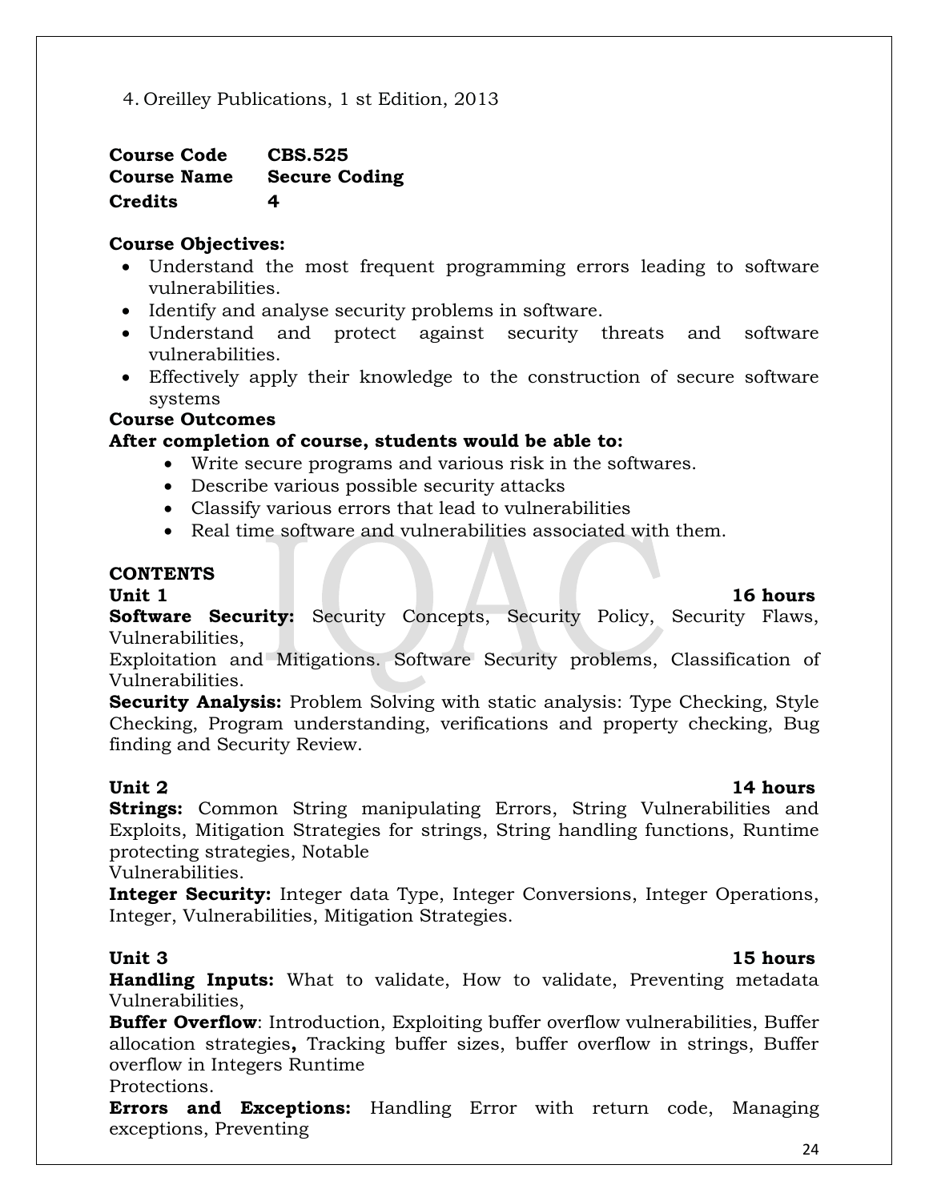4. Oreilley Publications, 1 st Edition, 2013

**Course Code** **CBS.525**
**Course Name** **Secure Coding**
**Credits** **4**

**Course Objectives:**

- Understand the most frequent programming errors leading to software vulnerabilities.
- Identify and analyse security problems in software.
- Understand and protect against security threats and software vulnerabilities.
- Effectively apply their knowledge to the construction of secure software systems

**Course Outcomes**

**After completion of course, students would be able to:**

- Write secure programs and various risk in the softwares.
- Describe various possible security attacks
- Classify various errors that lead to vulnerabilities
- Real time software and vulnerabilities associated with them.

**CONTENTS**

**Unit 1** **16 hours**

**Software Security:** Security Concepts, Security Policy, Security Flaws, Vulnerabilities,
Exploitation and Mitigations. Software Security problems, Classification of Vulnerabilities.
**Security Analysis:** Problem Solving with static analysis: Type Checking, Style Checking, Program understanding, verifications and property checking, Bug finding and Security Review.

**Unit 2** **14 hours**

**Strings:** Common String manipulating Errors, String Vulnerabilities and Exploits, Mitigation Strategies for strings, String handling functions, Runtime protecting strategies, Notable
Vulnerabilities.
**Integer Security:** Integer data Type, Integer Conversions, Integer Operations, Integer, Vulnerabilities, Mitigation Strategies.

**Unit 3** **15 hours**

**Handling Inputs:** What to validate, How to validate, Preventing metadata Vulnerabilities,
**Buffer Overflow**: Introduction, Exploiting buffer overflow vulnerabilities, Buffer allocation strategies**,** Tracking buffer sizes, buffer overflow in strings, Buffer overflow in Integers Runtime
Protections.
**Errors and Exceptions:** Handling Error with return code, Managing exceptions, Preventing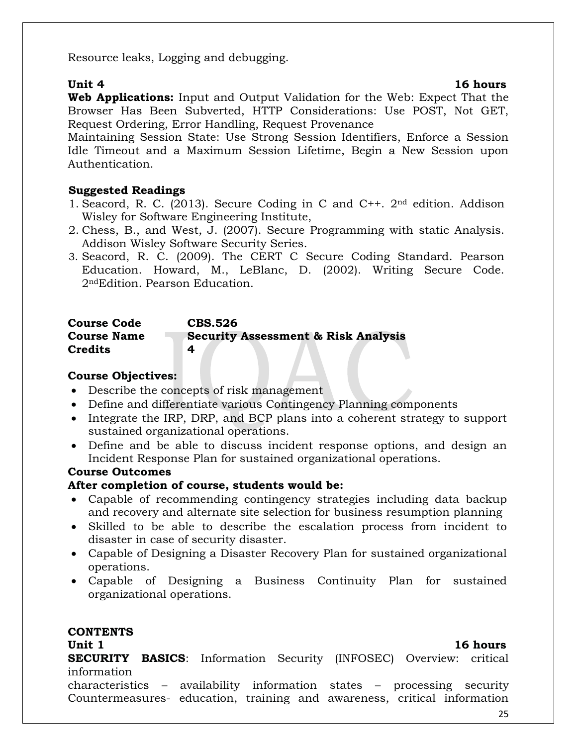Resource leaks, Logging and debugging.

**Unit 4** **16 hours**

**Web Applications:** Input and Output Validation for the Web: Expect That the Browser Has Been Subverted, HTTP Considerations: Use POST, Not GET, Request Ordering, Error Handling, Request Provenance

Maintaining Session State: Use Strong Session Identifiers, Enforce a Session Idle Timeout and a Maximum Session Lifetime, Begin a New Session upon Authentication.

**Suggested Readings**

1. Seacord, R. C. (2013). Secure Coding in C and C++. 2nd edition. Addison Wisley for Software Engineering Institute,
2. Chess, B., and West, J. (2007). Secure Programming with static Analysis. Addison Wisley Software Security Series.
3. Seacord, R. C. (2009). The CERT C Secure Coding Standard. Pearson Education. Howard, M., LeBlanc, D. (2002). Writing Secure Code. 2ndEdition. Pearson Education.

| | |
|---|---|
| **Course Code** | **CBS.526** |
| **Course Name** | **Security Assessment & Risk Analysis** |
| **Credits** | **4** |

**Course Objectives:**

- Describe the concepts of risk management
- Define and differentiate various Contingency Planning components
- Integrate the IRP, DRP, and BCP plans into a coherent strategy to support sustained organizational operations.
- Define and be able to discuss incident response options, and design an Incident Response Plan for sustained organizational operations.

**Course Outcomes**

**After completion of course, students would be:**

- Capable of recommending contingency strategies including data backup and recovery and alternate site selection for business resumption planning
- Skilled to be able to describe the escalation process from incident to disaster in case of security disaster.
- Capable of Designing a Disaster Recovery Plan for sustained organizational operations.
- Capable of Designing a Business Continuity Plan for sustained organizational operations.

**CONTENTS**

**Unit 1** **16 hours**

**SECURITY BASICS**: Information Security (INFOSEC) Overview: critical information characteristics – availability information states – processing security Countermeasures- education, training and awareness, critical information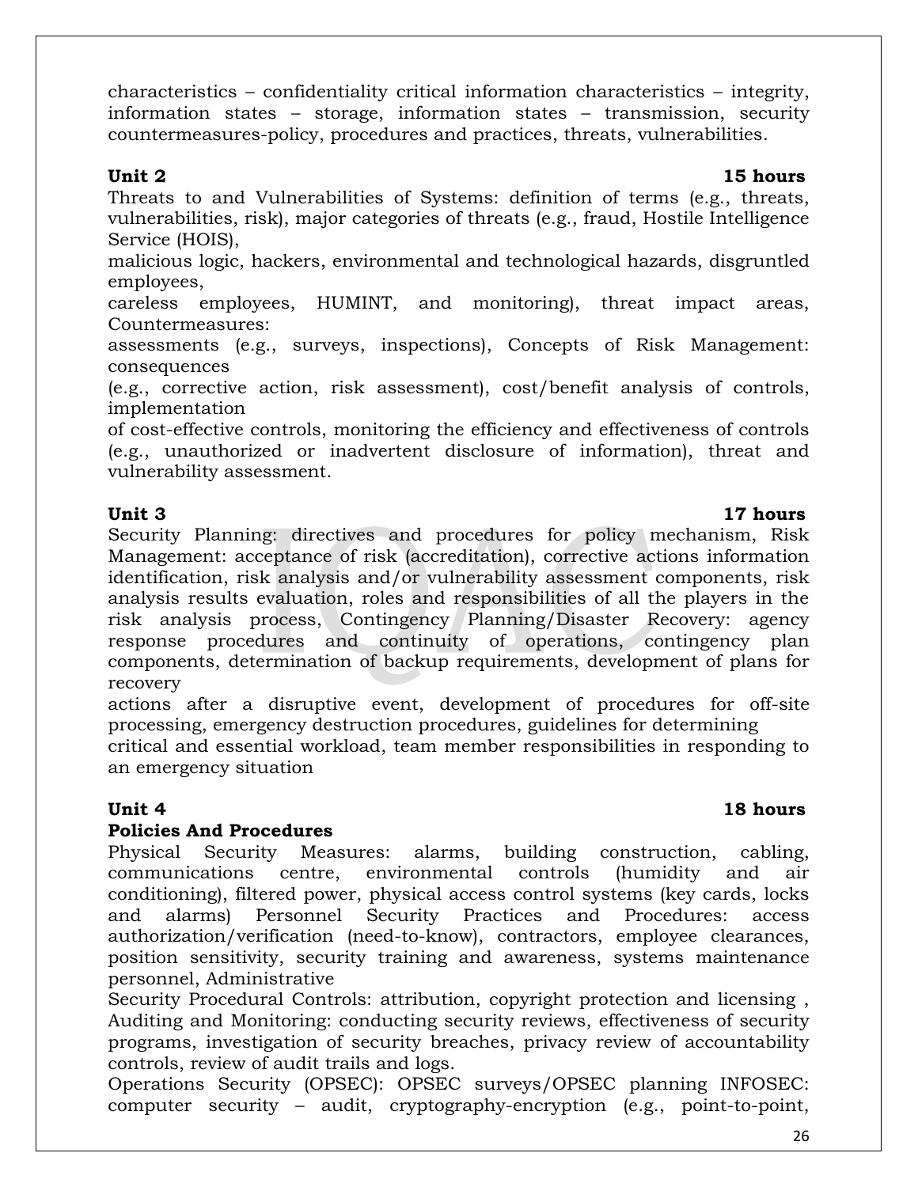characteristics – confidentiality critical information characteristics – integrity, information states – storage, information states – transmission, security countermeasures-policy, procedures and practices, threats, vulnerabilities.

**Unit 2** **15 hours**

Threats to and Vulnerabilities of Systems: definition of terms (e.g., threats, vulnerabilities, risk), major categories of threats (e.g., fraud, Hostile Intelligence Service (HOIS),
malicious logic, hackers, environmental and technological hazards, disgruntled employees,
careless employees, HUMINT, and monitoring), threat impact areas, Countermeasures:
assessments (e.g., surveys, inspections), Concepts of Risk Management: consequences
(e.g., corrective action, risk assessment), cost/benefit analysis of controls, implementation
of cost-effective controls, monitoring the efficiency and effectiveness of controls (e.g., unauthorized or inadvertent disclosure of information), threat and vulnerability assessment.

**Unit 3** **17 hours**

Security Planning: directives and procedures for policy mechanism, Risk Management: acceptance of risk (accreditation), corrective actions information identification, risk analysis and/or vulnerability assessment components, risk analysis results evaluation, roles and responsibilities of all the players in the risk analysis process, Contingency Planning/Disaster Recovery: agency response procedures and continuity of operations, contingency plan components, determination of backup requirements, development of plans for recovery
actions after a disruptive event, development of procedures for off-site processing, emergency destruction procedures, guidelines for determining
critical and essential workload, team member responsibilities in responding to an emergency situation

**Unit 4** **18 hours**

**Policies And Procedures**

Physical Security Measures: alarms, building construction, cabling, communications centre, environmental controls (humidity and air conditioning), filtered power, physical access control systems (key cards, locks and alarms) Personnel Security Practices and Procedures: access authorization/verification (need-to-know), contractors, employee clearances, position sensitivity, security training and awareness, systems maintenance personnel, Administrative
Security Procedural Controls: attribution, copyright protection and licensing , Auditing and Monitoring: conducting security reviews, effectiveness of security programs, investigation of security breaches, privacy review of accountability controls, review of audit trails and logs.
Operations Security (OPSEC): OPSEC surveys/OPSEC planning INFOSEC: computer security – audit, cryptography-encryption (e.g., point-to-point,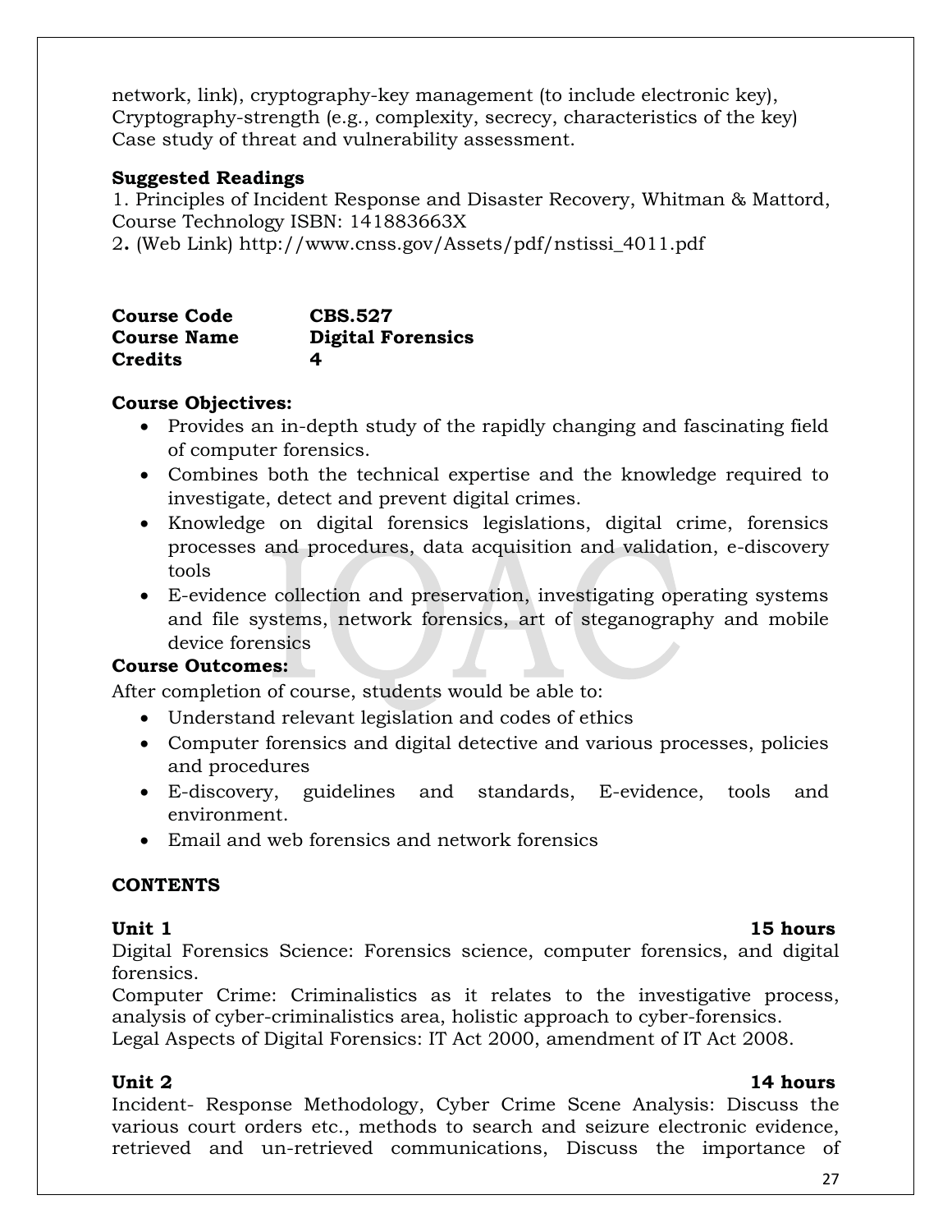network, link), cryptography-key management (to include electronic key), Cryptography-strength (e.g., complexity, secrecy, characteristics of the key) Case study of threat and vulnerability assessment.

**Suggested Readings**

1. Principles of Incident Response and Disaster Recovery, Whitman & Mattord, Course Technology ISBN: 141883663X
2. (Web Link) http://www.cnss.gov/Assets/pdf/nstissi_4011.pdf

| | |
|---|---|
| **Course Code** | **CBS.527** |
| **Course Name** | **Digital Forensics** |
| **Credits** | **4** |

**Course Objectives:**

- Provides an in-depth study of the rapidly changing and fascinating field of computer forensics.
- Combines both the technical expertise and the knowledge required to investigate, detect and prevent digital crimes.
- Knowledge on digital forensics legislations, digital crime, forensics processes and procedures, data acquisition and validation, e-discovery tools
- E-evidence collection and preservation, investigating operating systems and file systems, network forensics, art of steganography and mobile device forensics

**Course Outcomes:**

After completion of course, students would be able to:

- Understand relevant legislation and codes of ethics
- Computer forensics and digital detective and various processes, policies and procedures
- E-discovery, guidelines and standards, E-evidence, tools and environment.
- Email and web forensics and network forensics

**CONTENTS**

**Unit 1** **15 hours**

Digital Forensics Science: Forensics science, computer forensics, and digital forensics.

Computer Crime: Criminalistics as it relates to the investigative process, analysis of cyber-criminalistics area, holistic approach to cyber-forensics.

Legal Aspects of Digital Forensics: IT Act 2000, amendment of IT Act 2008.

**Unit 2** **14 hours**

Incident- Response Methodology, Cyber Crime Scene Analysis: Discuss the various court orders etc., methods to search and seizure electronic evidence, retrieved and un-retrieved communications, Discuss the importance of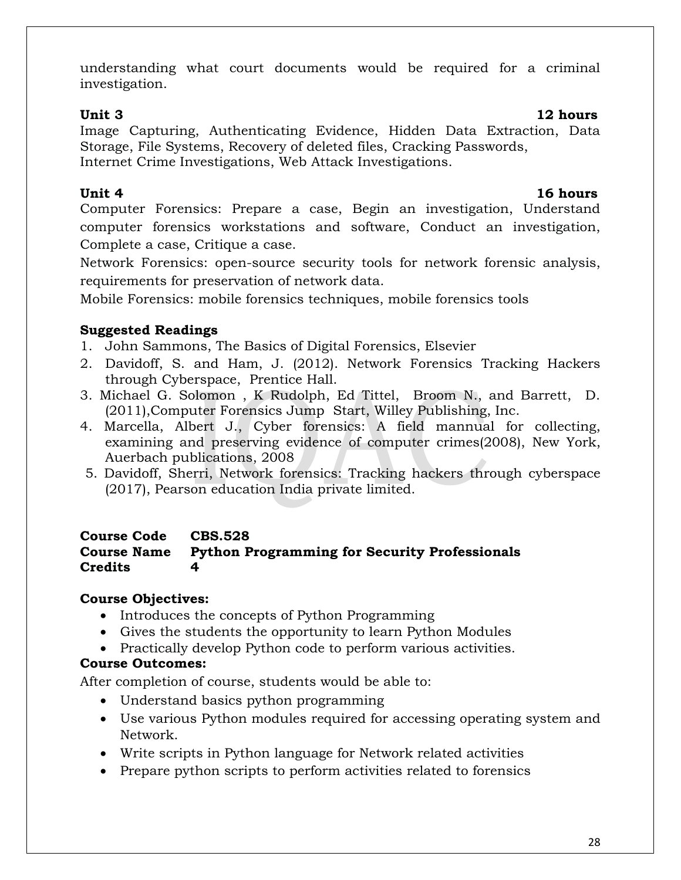understanding what court documents would be required for a criminal investigation.

**Unit 3** **12 hours**

Image Capturing, Authenticating Evidence, Hidden Data Extraction, Data Storage, File Systems, Recovery of deleted files, Cracking Passwords, Internet Crime Investigations, Web Attack Investigations.

**Unit 4** **16 hours**

Computer Forensics: Prepare a case, Begin an investigation, Understand computer forensics workstations and software, Conduct an investigation, Complete a case, Critique a case.

Network Forensics: open-source security tools for network forensic analysis, requirements for preservation of network data.

Mobile Forensics: mobile forensics techniques, mobile forensics tools

**Suggested Readings**

1. John Sammons, The Basics of Digital Forensics, Elsevier
2. Davidoff, S. and Ham, J. (2012). Network Forensics Tracking Hackers through Cyberspace, Prentice Hall.
3. Michael G. Solomon , K Rudolph, Ed Tittel, Broom N., and Barrett, D. (2011),Computer Forensics Jump Start, Willey Publishing, Inc.
4. Marcella, Albert J., Cyber forensics: A field mannual for collecting, examining and preserving evidence of computer crimes(2008), New York, Auerbach publications, 2008
5. Davidoff, Sherri, Network forensics: Tracking hackers through cyberspace (2017), Pearson education India private limited.

**Course Code** **CBS.528**
**Course Name** **Python Programming for Security Professionals**
**Credits** **4**

**Course Objectives:**

- Introduces the concepts of Python Programming
- Gives the students the opportunity to learn Python Modules
- Practically develop Python code to perform various activities.

**Course Outcomes:**

After completion of course, students would be able to:

- Understand basics python programming
- Use various Python modules required for accessing operating system and Network.
- Write scripts in Python language for Network related activities
- Prepare python scripts to perform activities related to forensics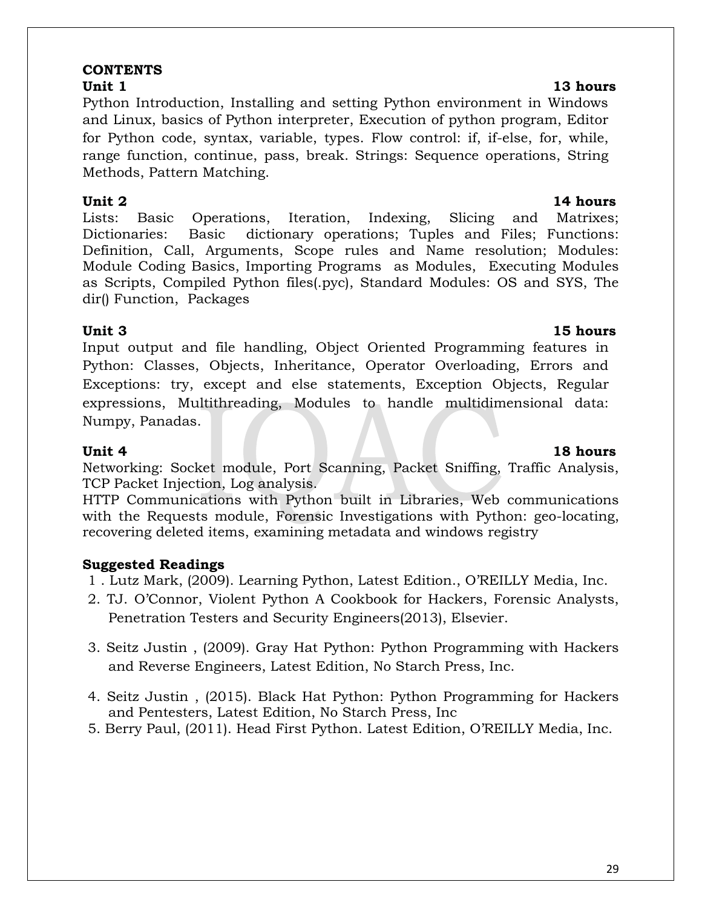**CONTENTS**

**Unit 1** **13 hours**

Python Introduction, Installing and setting Python environment in Windows and Linux, basics of Python interpreter, Execution of python program, Editor for Python code, syntax, variable, types. Flow control: if, if-else, for, while, range function, continue, pass, break. Strings: Sequence operations, String Methods, Pattern Matching.

**Unit 2** **14 hours**

Lists: Basic Operations, Iteration, Indexing, Slicing and Matrixes; Dictionaries: Basic dictionary operations; Tuples and Files; Functions: Definition, Call, Arguments, Scope rules and Name resolution; Modules: Module Coding Basics, Importing Programs as Modules, Executing Modules as Scripts, Compiled Python files(.pyc), Standard Modules: OS and SYS, The dir() Function, Packages

**Unit 3** **15 hours**

Input output and file handling, Object Oriented Programming features in Python: Classes, Objects, Inheritance, Operator Overloading, Errors and Exceptions: try, except and else statements, Exception Objects, Regular expressions, Multithreading, Modules to handle multidimensional data: Numpy, Panadas.

**Unit 4** **18 hours**

Networking: Socket module, Port Scanning, Packet Sniffing, Traffic Analysis, TCP Packet Injection, Log analysis.

HTTP Communications with Python built in Libraries, Web communications with the Requests module, Forensic Investigations with Python: geo-locating, recovering deleted items, examining metadata and windows registry

**Suggested Readings**

1. Lutz Mark, (2009). Learning Python, Latest Edition., O'REILLY Media, Inc.
2. TJ. O'Connor, Violent Python A Cookbook for Hackers, Forensic Analysts, Penetration Testers and Security Engineers(2013), Elsevier.
3. Seitz Justin , (2009). Gray Hat Python: Python Programming with Hackers and Reverse Engineers, Latest Edition, No Starch Press, Inc.
4. Seitz Justin , (2015). Black Hat Python: Python Programming for Hackers and Pentesters, Latest Edition, No Starch Press, Inc
5. Berry Paul, (2011). Head First Python. Latest Edition, O'REILLY Media, Inc.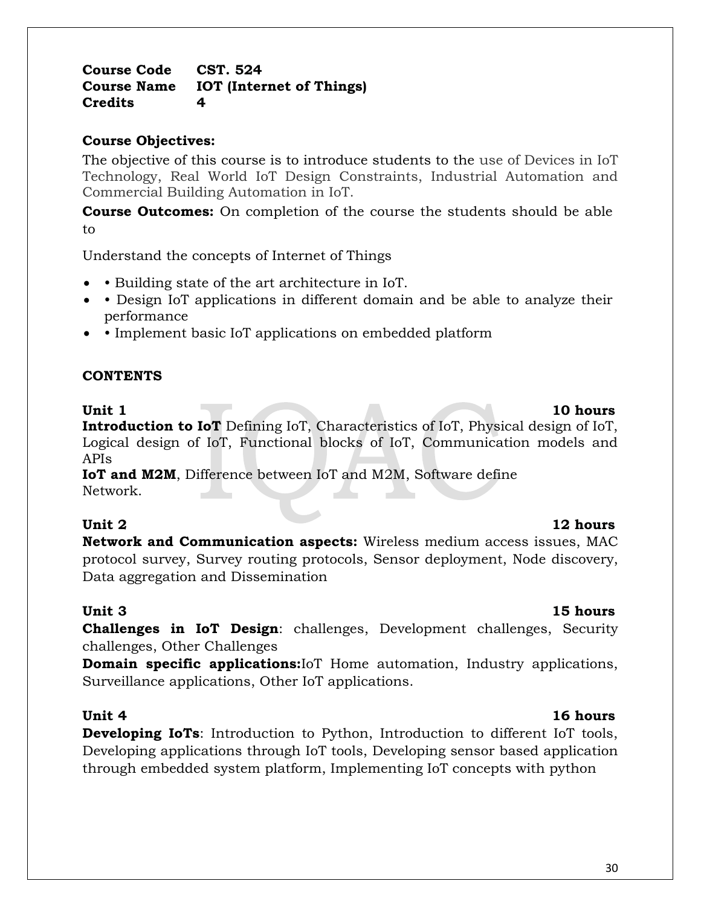**Course Code** **CST. 524**
**Course Name** **IOT (Internet of Things)**
**Credits** **4**

**Course Objectives:**

The objective of this course is to introduce students to the use of Devices in IoT Technology, Real World IoT Design Constraints, Industrial Automation and Commercial Building Automation in IoT.

**Course Outcomes:** On completion of the course the students should be able to

Understand the concepts of Internet of Things

- • Building state of the art architecture in IoT.
- • Design IoT applications in different domain and be able to analyze their performance
- • Implement basic IoT applications on embedded platform

**CONTENTS**

**Unit 1** **10 hours**

**Introduction to IoT** Defining IoT, Characteristics of IoT, Physical design of IoT, Logical design of IoT, Functional blocks of IoT, Communication models and APIs

**IoT and M2M**, Difference between IoT and M2M, Software define Network.

**Unit 2** **12 hours**

**Network and Communication aspects:** Wireless medium access issues, MAC protocol survey, Survey routing protocols, Sensor deployment, Node discovery, Data aggregation and Dissemination

**Unit 3** **15 hours**

**Challenges in IoT Design**: challenges, Development challenges, Security challenges, Other Challenges

**Domain specific applications:**IoT Home automation, Industry applications, Surveillance applications, Other IoT applications.

**Unit 4** **16 hours**

**Developing IoTs**: Introduction to Python, Introduction to different IoT tools, Developing applications through IoT tools, Developing sensor based application through embedded system platform, Implementing IoT concepts with python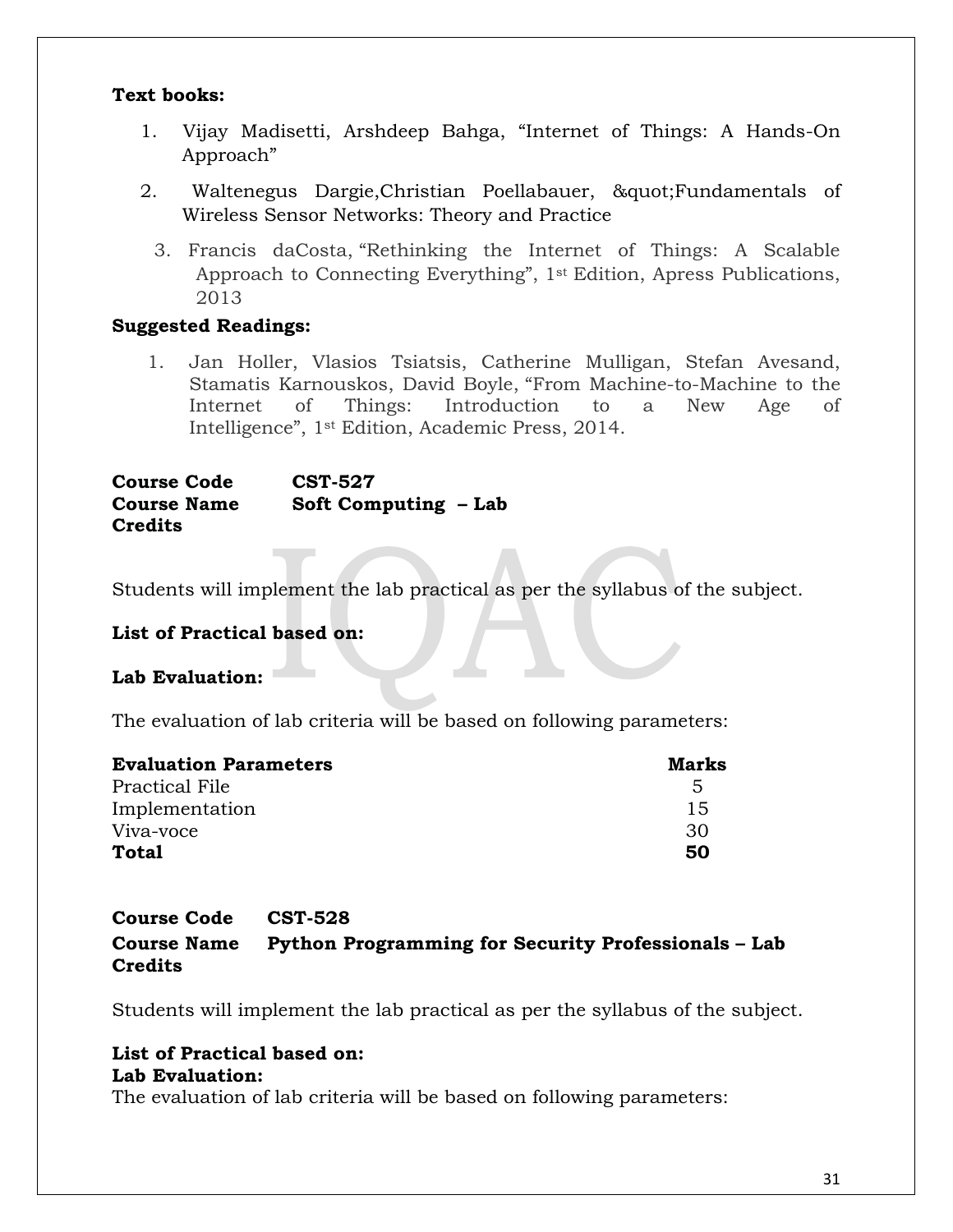**Text books:**

1. Vijay Madisetti, Arshdeep Bahga, "Internet of Things: A Hands-On Approach"
2. Waltenegus Dargie,Christian Poellabauer, &quot;Fundamentals of Wireless Sensor Networks: Theory and Practice
3. Francis daCosta, "Rethinking the Internet of Things: A Scalable Approach to Connecting Everything", 1st Edition, Apress Publications, 2013

**Suggested Readings:**

1. Jan Holler, Vlasios Tsiatsis, Catherine Mulligan, Stefan Avesand, Stamatis Karnouskos, David Boyle, "From Machine-to-Machine to the Internet of Things: Introduction to a New Age of Intelligence", 1st Edition, Academic Press, 2014.

**Course Code** **CST-527**
**Course Name** **Soft Computing – Lab**
**Credits**

Students will implement the lab practical as per the syllabus of the subject.

**List of Practical based on:**

**Lab Evaluation:**

The evaluation of lab criteria will be based on following parameters:

| Evaluation Parameters | Marks |
|---|---|
| Practical File | 5 |
| Implementation | 15 |
| Viva-voce | 30 |
| **Total** | **50** |

**Course Code** **CST-528**
**Course Name** **Python Programming for Security Professionals – Lab**
**Credits**

Students will implement the lab practical as per the syllabus of the subject.

**List of Practical based on:**
**Lab Evaluation:**
The evaluation of lab criteria will be based on following parameters: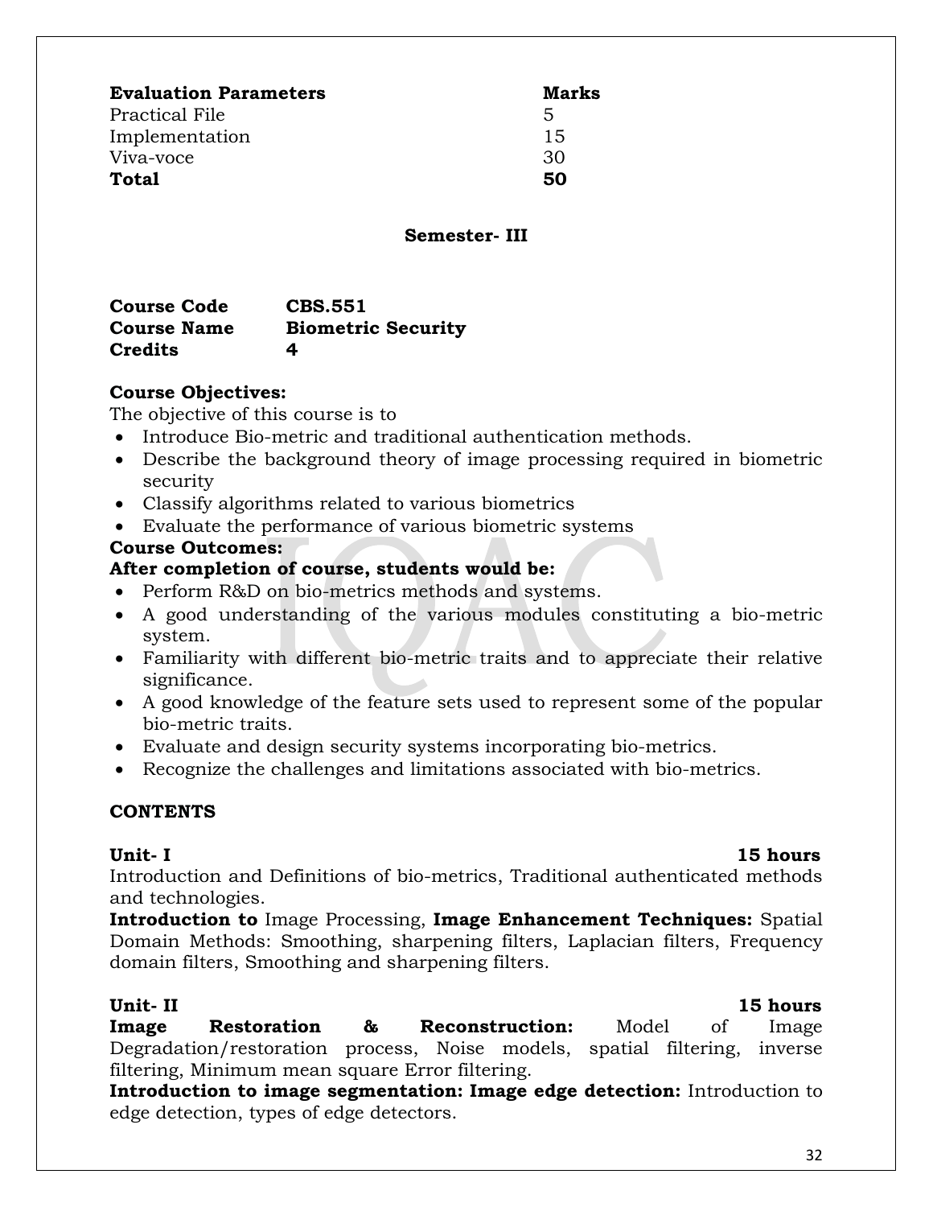| Evaluation Parameters | Marks |
|---|---|
| Practical File | 5 |
| Implementation | 15 |
| Viva-voce | 30 |
| **Total** | **50** |

## Semester- III

| | |
|---|---|
| **Course Code** | **CBS.551** |
| **Course Name** | **Biometric Security** |
| **Credits** | **4** |

**Course Objectives:**

The objective of this course is to

- Introduce Bio-metric and traditional authentication methods.
- Describe the background theory of image processing required in biometric security
- Classify algorithms related to various biometrics
- Evaluate the performance of various biometric systems

**Course Outcomes:**

**After completion of course, students would be:**

- Perform R&D on bio-metrics methods and systems.
- A good understanding of the various modules constituting a bio-metric system.
- Familiarity with different bio-metric traits and to appreciate their relative significance.
- A good knowledge of the feature sets used to represent some of the popular bio-metric traits.
- Evaluate and design security systems incorporating bio-metrics.
- Recognize the challenges and limitations associated with bio-metrics.

**CONTENTS**

**Unit- I** **15 hours**

Introduction and Definitions of bio-metrics, Traditional authenticated methods and technologies.

**Introduction to** Image Processing, **Image Enhancement Techniques:** Spatial Domain Methods: Smoothing, sharpening filters, Laplacian filters, Frequency domain filters, Smoothing and sharpening filters.

**Unit- II** **15 hours**

**Image Restoration & Reconstruction:** Model of Image Degradation/restoration process, Noise models, spatial filtering, inverse filtering, Minimum mean square Error filtering.

**Introduction to image segmentation: Image edge detection:** Introduction to edge detection, types of edge detectors.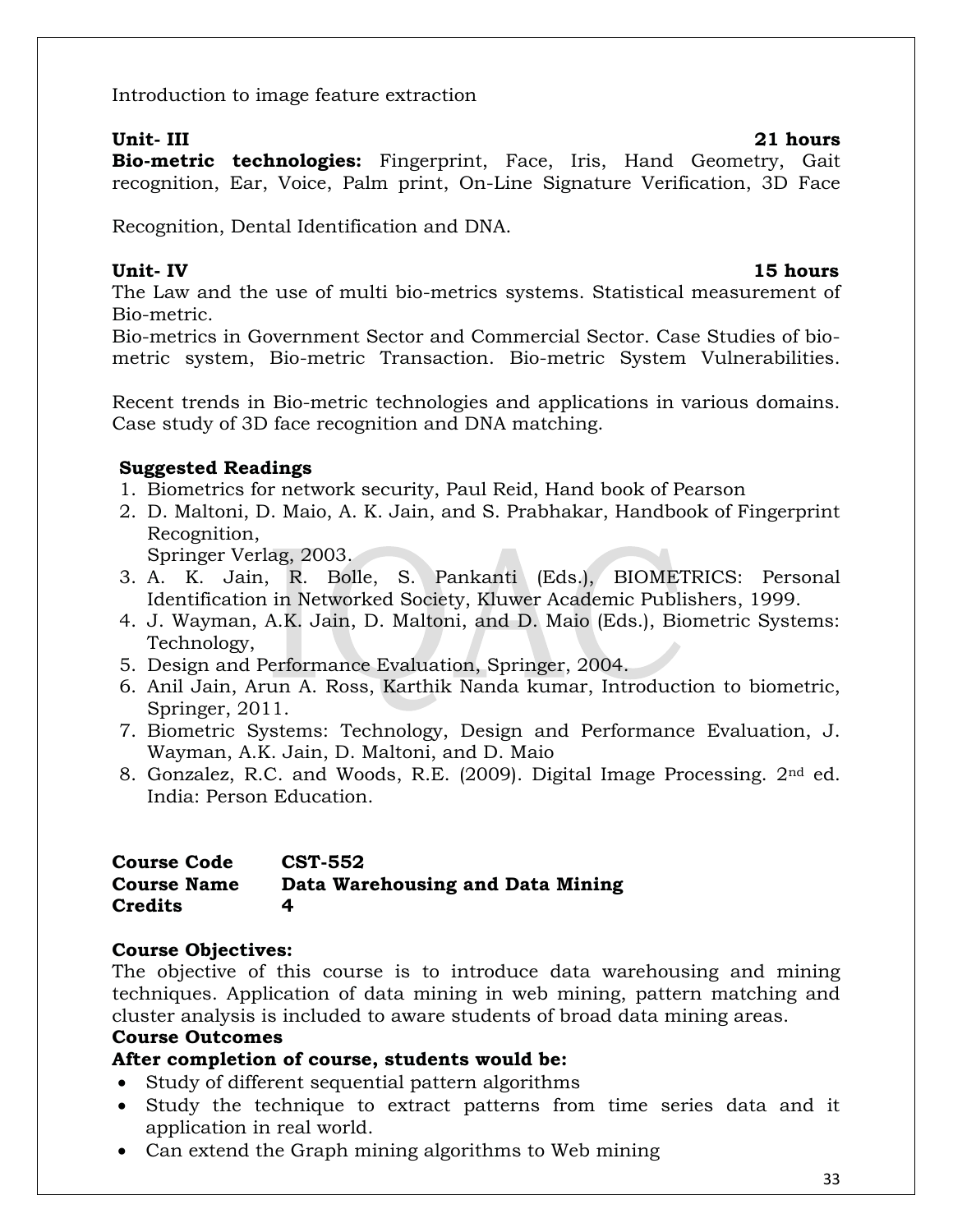Introduction to image feature extraction

**Unit- III** **21 hours**

**Bio-metric technologies:** Fingerprint, Face, Iris, Hand Geometry, Gait recognition, Ear, Voice, Palm print, On-Line Signature Verification, 3D Face

Recognition, Dental Identification and DNA.

**Unit- IV** **15 hours**

The Law and the use of multi bio-metrics systems. Statistical measurement of Bio-metric.

Bio-metrics in Government Sector and Commercial Sector. Case Studies of bio-metric system, Bio-metric Transaction. Bio-metric System Vulnerabilities.

Recent trends in Bio-metric technologies and applications in various domains. Case study of 3D face recognition and DNA matching.

**Suggested Readings**

1. Biometrics for network security, Paul Reid, Hand book of Pearson
2. D. Maltoni, D. Maio, A. K. Jain, and S. Prabhakar, Handbook of Fingerprint Recognition,
   Springer Verlag, 2003.
3. A. K. Jain, R. Bolle, S. Pankanti (Eds.), BIOMETRICS: Personal Identification in Networked Society, Kluwer Academic Publishers, 1999.
4. J. Wayman, A.K. Jain, D. Maltoni, and D. Maio (Eds.), Biometric Systems: Technology,
5. Design and Performance Evaluation, Springer, 2004.
6. Anil Jain, Arun A. Ross, Karthik Nanda kumar, Introduction to biometric, Springer, 2011.
7. Biometric Systems: Technology, Design and Performance Evaluation, J. Wayman, A.K. Jain, D. Maltoni, and D. Maio
8. Gonzalez, R.C. and Woods, R.E. (2009). Digital Image Processing. 2nd ed. India: Person Education.

**Course Code** **CST-552**
**Course Name** **Data Warehousing and Data Mining**
**Credits** **4**

**Course Objectives:**

The objective of this course is to introduce data warehousing and mining techniques. Application of data mining in web mining, pattern matching and cluster analysis is included to aware students of broad data mining areas.

**Course Outcomes**

**After completion of course, students would be:**

- Study of different sequential pattern algorithms
- Study the technique to extract patterns from time series data and it application in real world.
- Can extend the Graph mining algorithms to Web mining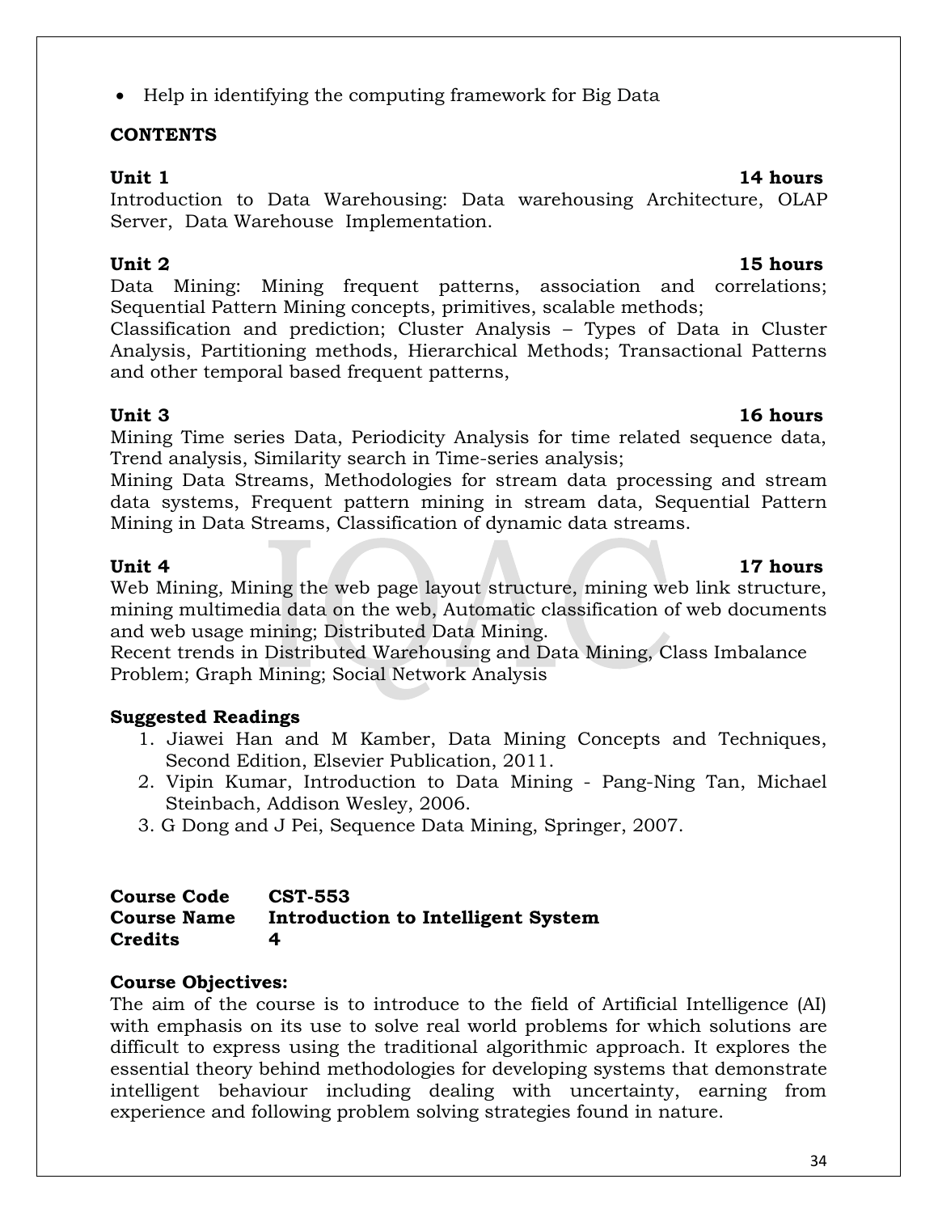- Help in identifying the computing framework for Big Data

**CONTENTS**

**Unit 1** **14 hours**

Introduction to Data Warehousing: Data warehousing Architecture, OLAP Server, Data Warehouse Implementation.

**Unit 2** **15 hours**

Data Mining: Mining frequent patterns, association and correlations; Sequential Pattern Mining concepts, primitives, scalable methods;

Classification and prediction; Cluster Analysis – Types of Data in Cluster Analysis, Partitioning methods, Hierarchical Methods; Transactional Patterns and other temporal based frequent patterns,

**Unit 3** **16 hours**

Mining Time series Data, Periodicity Analysis for time related sequence data, Trend analysis, Similarity search in Time-series analysis;

Mining Data Streams, Methodologies for stream data processing and stream data systems, Frequent pattern mining in stream data, Sequential Pattern Mining in Data Streams, Classification of dynamic data streams.

**Unit 4** **17 hours**

Web Mining, Mining the web page layout structure, mining web link structure, mining multimedia data on the web, Automatic classification of web documents and web usage mining; Distributed Data Mining.

Recent trends in Distributed Warehousing and Data Mining, Class Imbalance Problem; Graph Mining; Social Network Analysis

**Suggested Readings**

1. Jiawei Han and M Kamber, Data Mining Concepts and Techniques, Second Edition, Elsevier Publication, 2011.
2. Vipin Kumar, Introduction to Data Mining - Pang-Ning Tan, Michael Steinbach, Addison Wesley, 2006.
3. G Dong and J Pei, Sequence Data Mining, Springer, 2007.

**Course Code** **CST-553**
**Course Name** **Introduction to Intelligent System**
**Credits** **4**

**Course Objectives:**

The aim of the course is to introduce to the field of Artificial Intelligence (AI) with emphasis on its use to solve real world problems for which solutions are difficult to express using the traditional algorithmic approach. It explores the essential theory behind methodologies for developing systems that demonstrate intelligent behaviour including dealing with uncertainty, earning from experience and following problem solving strategies found in nature.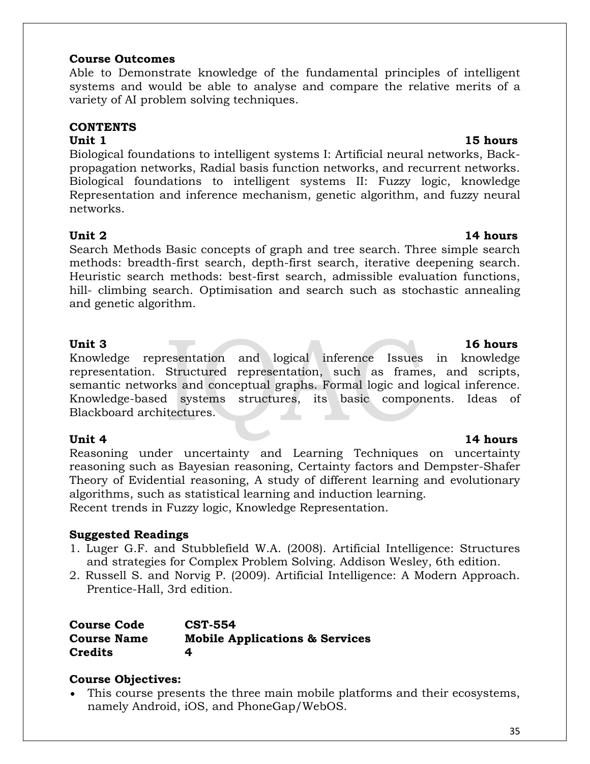**Course Outcomes**
Able to Demonstrate knowledge of the fundamental principles of intelligent systems and would be able to analyse and compare the relative merits of a variety of AI problem solving techniques.

**CONTENTS**

**Unit 1** **15 hours**

Biological foundations to intelligent systems I: Artificial neural networks, Back-propagation networks, Radial basis function networks, and recurrent networks. Biological foundations to intelligent systems II: Fuzzy logic, knowledge Representation and inference mechanism, genetic algorithm, and fuzzy neural networks.

**Unit 2** **14 hours**

Search Methods Basic concepts of graph and tree search. Three simple search methods: breadth-first search, depth-first search, iterative deepening search. Heuristic search methods: best-first search, admissible evaluation functions, hill- climbing search. Optimisation and search such as stochastic annealing and genetic algorithm.

**Unit 3** **16 hours**

Knowledge representation and logical inference Issues in knowledge representation. Structured representation, such as frames, and scripts, semantic networks and conceptual graphs. Formal logic and logical inference. Knowledge-based systems structures, its basic components. Ideas of Blackboard architectures.

**Unit 4** **14 hours**

Reasoning under uncertainty and Learning Techniques on uncertainty reasoning such as Bayesian reasoning, Certainty factors and Dempster-Shafer Theory of Evidential reasoning, A study of different learning and evolutionary algorithms, such as statistical learning and induction learning.
Recent trends in Fuzzy logic, Knowledge Representation.

**Suggested Readings**
1. Luger G.F. and Stubblefield W.A. (2008). Artificial Intelligence: Structures and strategies for Complex Problem Solving. Addison Wesley, 6th edition.
2. Russell S. and Norvig P. (2009). Artificial Intelligence: A Modern Approach. Prentice-Hall, 3rd edition.

**Course Code** **CST-554**
**Course Name** **Mobile Applications & Services**
**Credits** **4**

**Course Objectives:**
- This course presents the three main mobile platforms and their ecosystems, namely Android, iOS, and PhoneGap/WebOS.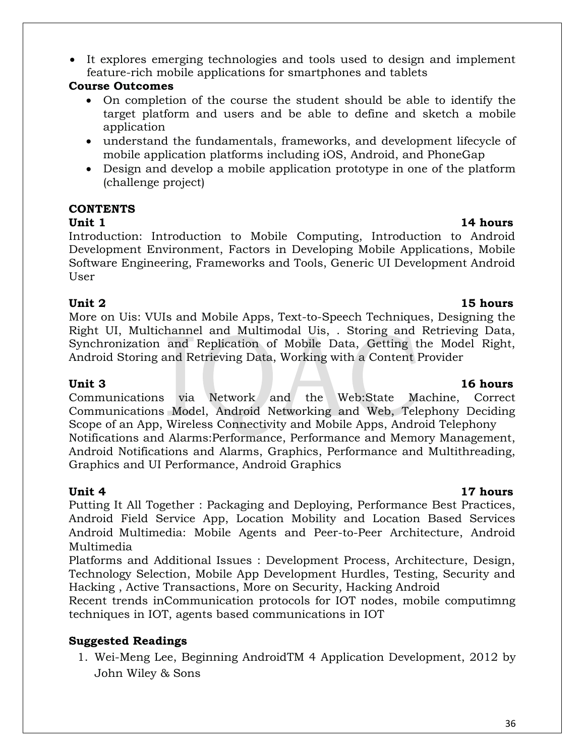- It explores emerging technologies and tools used to design and implement feature-rich mobile applications for smartphones and tablets

**Course Outcomes**

- On completion of the course the student should be able to identify the target platform and users and be able to define and sketch a mobile application
- understand the fundamentals, frameworks, and development lifecycle of mobile application platforms including iOS, Android, and PhoneGap
- Design and develop a mobile application prototype in one of the platform (challenge project)

**CONTENTS**

**Unit 1** **14 hours**

Introduction: Introduction to Mobile Computing, Introduction to Android Development Environment, Factors in Developing Mobile Applications, Mobile Software Engineering, Frameworks and Tools, Generic UI Development Android User

**Unit 2** **15 hours**

More on Uis: VUIs and Mobile Apps, Text-to-Speech Techniques, Designing the Right UI, Multichannel and Multimodal Uis, . Storing and Retrieving Data, Synchronization and Replication of Mobile Data, Getting the Model Right, Android Storing and Retrieving Data, Working with a Content Provider

**Unit 3** **16 hours**

Communications via Network and the Web:State Machine, Correct Communications Model, Android Networking and Web, Telephony Deciding Scope of an App, Wireless Connectivity and Mobile Apps, Android Telephony
Notifications and Alarms:Performance, Performance and Memory Management, Android Notifications and Alarms, Graphics, Performance and Multithreading, Graphics and UI Performance, Android Graphics

**Unit 4** **17 hours**

Putting It All Together : Packaging and Deploying, Performance Best Practices, Android Field Service App, Location Mobility and Location Based Services Android Multimedia: Mobile Agents and Peer-to-Peer Architecture, Android Multimedia
Platforms and Additional Issues : Development Process, Architecture, Design, Technology Selection, Mobile App Development Hurdles, Testing, Security and Hacking , Active Transactions, More on Security, Hacking Android
Recent trends inCommunication protocols for IOT nodes, mobile computimng techniques in IOT, agents based communications in IOT

**Suggested Readings**

1. Wei-Meng Lee, Beginning AndroidTM 4 Application Development, 2012 by John Wiley & Sons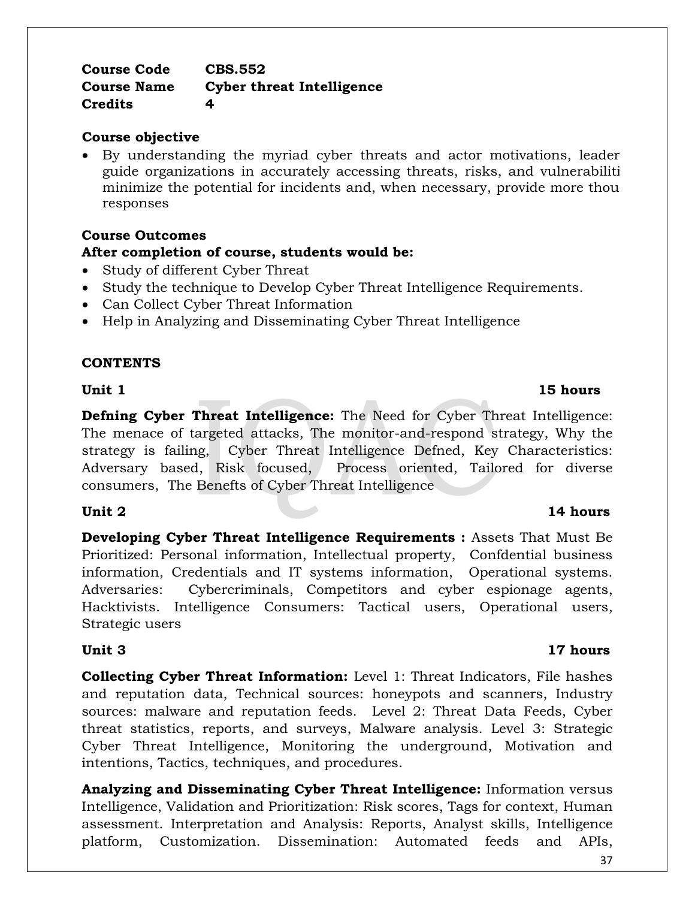**Course Code** **CBS.552**
**Course Name** **Cyber threat Intelligence**
**Credits** **4**

**Course objective**

- By understanding the myriad cyber threats and actor motivations, leader guide organizations in accurately accessing threats, risks, and vulnerabiliti minimize the potential for incidents and, when necessary, provide more thou responses

**Course Outcomes**

**After completion of course, students would be:**

- Study of different Cyber Threat
- Study the technique to Develop Cyber Threat Intelligence Requirements.
- Can Collect Cyber Threat Information
- Help in Analyzing and Disseminating Cyber Threat Intelligence

**CONTENTS**

**Unit 1** **15 hours**

**Defning Cyber Threat Intelligence:** The Need for Cyber Threat Intelligence: The menace of targeted attacks, The monitor-and-respond strategy, Why the strategy is failing, Cyber Threat Intelligence Defned, Key Characteristics: Adversary based, Risk focused, Process oriented, Tailored for diverse consumers, The Benefts of Cyber Threat Intelligence

**Unit 2** **14 hours**

**Developing Cyber Threat Intelligence Requirements :** Assets That Must Be Prioritized: Personal information, Intellectual property, Confdential business information, Credentials and IT systems information, Operational systems. Adversaries: Cybercriminals, Competitors and cyber espionage agents, Hacktivists. Intelligence Consumers: Tactical users, Operational users, Strategic users

**Unit 3** **17 hours**

**Collecting Cyber Threat Information:** Level 1: Threat Indicators, File hashes and reputation data, Technical sources: honeypots and scanners, Industry sources: malware and reputation feeds. Level 2: Threat Data Feeds, Cyber threat statistics, reports, and surveys, Malware analysis. Level 3: Strategic Cyber Threat Intelligence, Monitoring the underground, Motivation and intentions, Tactics, techniques, and procedures.

**Analyzing and Disseminating Cyber Threat Intelligence:** Information versus Intelligence, Validation and Prioritization: Risk scores, Tags for context, Human assessment. Interpretation and Analysis: Reports, Analyst skills, Intelligence platform, Customization. Dissemination: Automated feeds and APIs,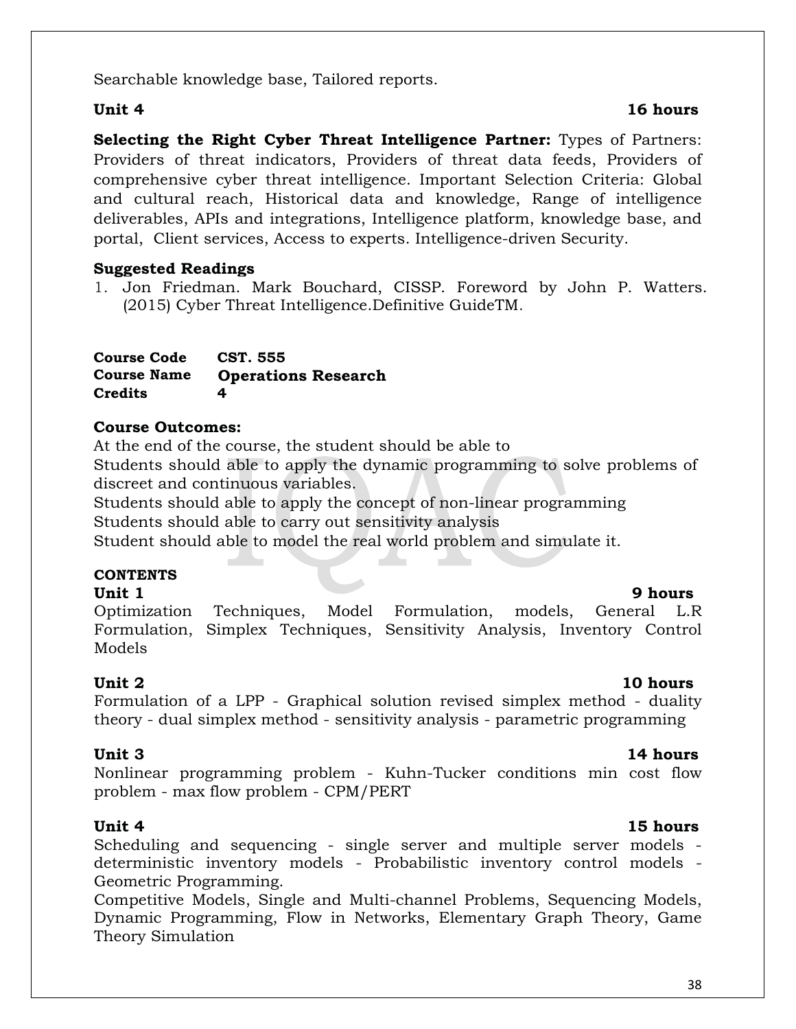Searchable knowledge base, Tailored reports.

**Unit 4** **16 hours**

**Selecting the Right Cyber Threat Intelligence Partner:** Types of Partners: Providers of threat indicators, Providers of threat data feeds, Providers of comprehensive cyber threat intelligence. Important Selection Criteria: Global and cultural reach, Historical data and knowledge, Range of intelligence deliverables, APIs and integrations, Intelligence platform, knowledge base, and portal, Client services, Access to experts. Intelligence-driven Security.

**Suggested Readings**

1. Jon Friedman. Mark Bouchard, CISSP. Foreword by John P. Watters. (2015) Cyber Threat Intelligence.Definitive GuideTM.

| | |
|---|---|
| **Course Code** | **CST. 555** |
| **Course Name** | **Operations Research** |
| **Credits** | **4** |

**Course Outcomes:**

At the end of the course, the student should be able to

Students should able to apply the dynamic programming to solve problems of discreet and continuous variables.

Students should able to apply the concept of non-linear programming

Students should able to carry out sensitivity analysis

Student should able to model the real world problem and simulate it.

**CONTENTS**

**Unit 1** **9 hours**

Optimization Techniques, Model Formulation, models, General L.R Formulation, Simplex Techniques, Sensitivity Analysis, Inventory Control Models

**Unit 2** **10 hours**

Formulation of a LPP - Graphical solution revised simplex method - duality theory - dual simplex method - sensitivity analysis - parametric programming

**Unit 3** **14 hours**

Nonlinear programming problem - Kuhn-Tucker conditions min cost flow problem - max flow problem - CPM/PERT

**Unit 4** **15 hours**

Scheduling and sequencing - single server and multiple server models - deterministic inventory models - Probabilistic inventory control models - Geometric Programming.

Competitive Models, Single and Multi-channel Problems, Sequencing Models, Dynamic Programming, Flow in Networks, Elementary Graph Theory, Game Theory Simulation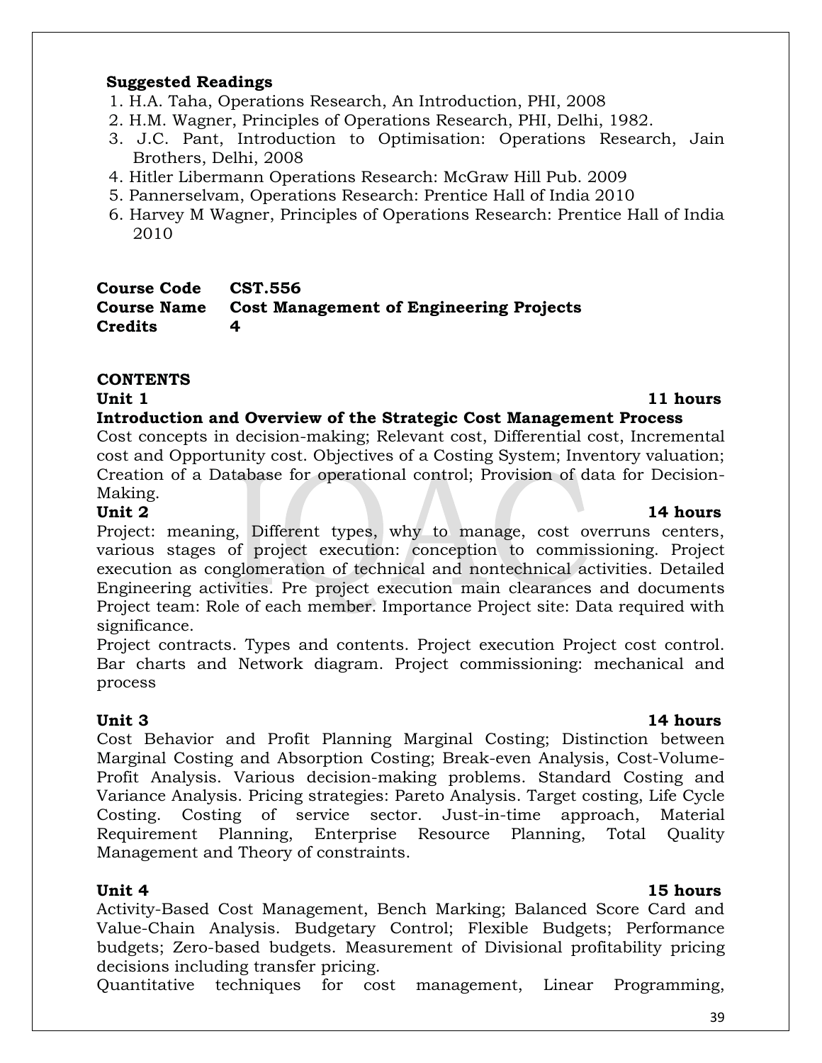**Suggested Readings**

1. H.A. Taha, Operations Research, An Introduction, PHI, 2008
2. H.M. Wagner, Principles of Operations Research, PHI, Delhi, 1982.
3. J.C. Pant, Introduction to Optimisation: Operations Research, Jain Brothers, Delhi, 2008
4. Hitler Libermann Operations Research: McGraw Hill Pub. 2009
5. Pannerselvam, Operations Research: Prentice Hall of India 2010
6. Harvey M Wagner, Principles of Operations Research: Prentice Hall of India 2010

**Course Code** **CST.556**
**Course Name** **Cost Management of Engineering Projects**
**Credits** **4**

**CONTENTS**

**Unit 1** **11 hours**

**Introduction and Overview of the Strategic Cost Management Process**

Cost concepts in decision-making; Relevant cost, Differential cost, Incremental cost and Opportunity cost. Objectives of a Costing System; Inventory valuation; Creation of a Database for operational control; Provision of data for Decision-Making.

**Unit 2** **14 hours**

Project: meaning, Different types, why to manage, cost overruns centers, various stages of project execution: conception to commissioning. Project execution as conglomeration of technical and nontechnical activities. Detailed Engineering activities. Pre project execution main clearances and documents Project team: Role of each member. Importance Project site: Data required with significance.

Project contracts. Types and contents. Project execution Project cost control. Bar charts and Network diagram. Project commissioning: mechanical and process

**Unit 3** **14 hours**

Cost Behavior and Profit Planning Marginal Costing; Distinction between Marginal Costing and Absorption Costing; Break-even Analysis, Cost-Volume-Profit Analysis. Various decision-making problems. Standard Costing and Variance Analysis. Pricing strategies: Pareto Analysis. Target costing, Life Cycle Costing. Costing of service sector. Just-in-time approach, Material Requirement Planning, Enterprise Resource Planning, Total Quality Management and Theory of constraints.

**Unit 4** **15 hours**

Activity-Based Cost Management, Bench Marking; Balanced Score Card and Value-Chain Analysis. Budgetary Control; Flexible Budgets; Performance budgets; Zero-based budgets. Measurement of Divisional profitability pricing decisions including transfer pricing.

Quantitative techniques for cost management, Linear Programming,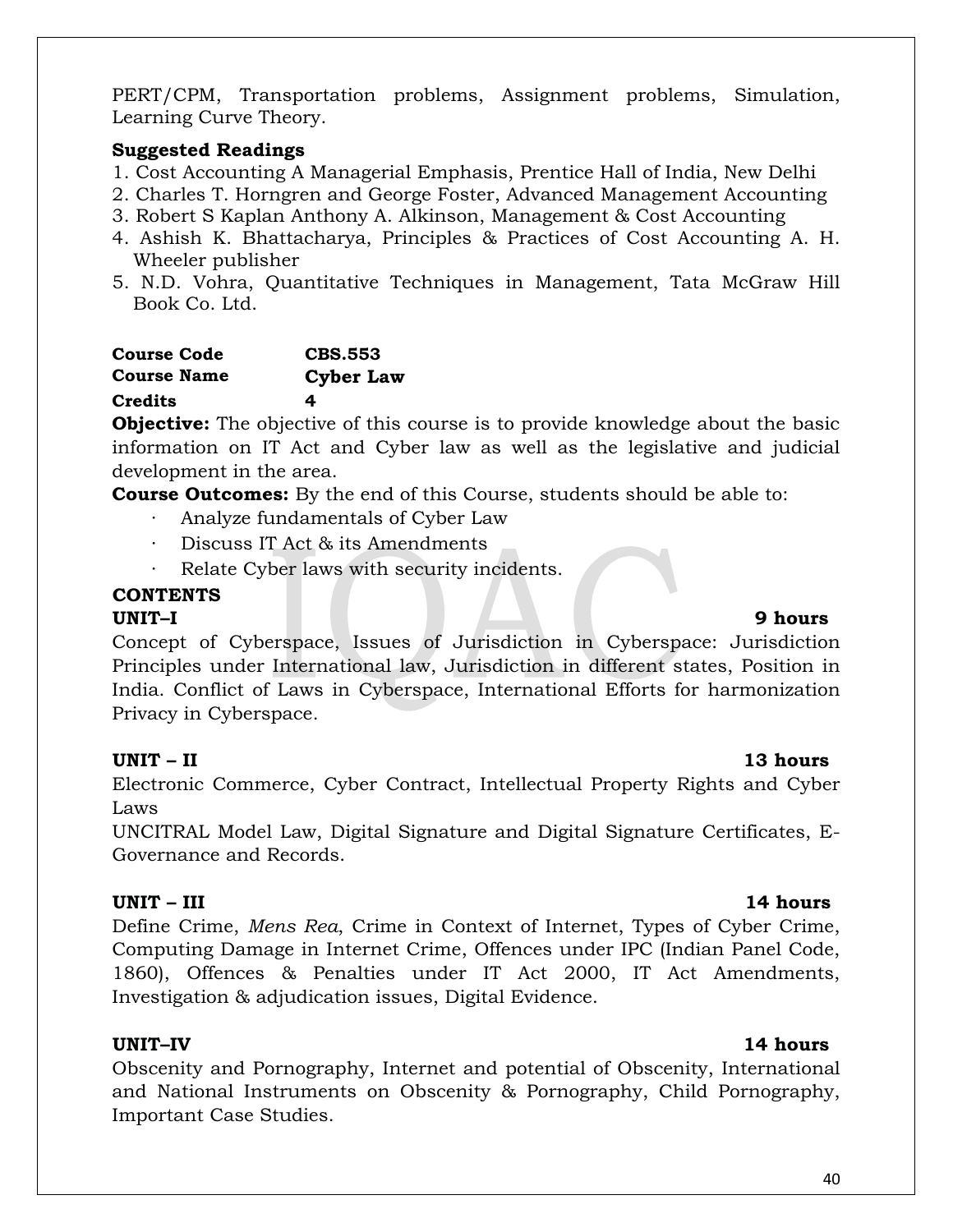PERT/CPM, Transportation problems, Assignment problems, Simulation, Learning Curve Theory.

**Suggested Readings**

1. Cost Accounting A Managerial Emphasis, Prentice Hall of India, New Delhi
2. Charles T. Horngren and George Foster, Advanced Management Accounting
3. Robert S Kaplan Anthony A. Alkinson, Management & Cost Accounting
4. Ashish K. Bhattacharya, Principles & Practices of Cost Accounting A. H. Wheeler publisher
5. N.D. Vohra, Quantitative Techniques in Management, Tata McGraw Hill Book Co. Ltd.

**Course Code** **CBS.553**
**Course Name** **Cyber Law**
**Credits** **4**

**Objective:** The objective of this course is to provide knowledge about the basic information on IT Act and Cyber law as well as the legislative and judicial development in the area.

**Course Outcomes:** By the end of this Course, students should be able to:

- Analyze fundamentals of Cyber Law
- Discuss IT Act & its Amendments
- Relate Cyber laws with security incidents.

**CONTENTS**

**UNIT–I** **9 hours**

Concept of Cyberspace, Issues of Jurisdiction in Cyberspace: Jurisdiction Principles under International law, Jurisdiction in different states, Position in India. Conflict of Laws in Cyberspace, International Efforts for harmonization Privacy in Cyberspace.

**UNIT – II** **13 hours**

Electronic Commerce, Cyber Contract, Intellectual Property Rights and Cyber Laws

UNCITRAL Model Law, Digital Signature and Digital Signature Certificates, E-Governance and Records.

**UNIT – III** **14 hours**

Define Crime, *Mens Rea*, Crime in Context of Internet, Types of Cyber Crime, Computing Damage in Internet Crime, Offences under IPC (Indian Panel Code, 1860), Offences & Penalties under IT Act 2000, IT Act Amendments, Investigation & adjudication issues, Digital Evidence.

**UNIT–IV** **14 hours**

Obscenity and Pornography, Internet and potential of Obscenity, International and National Instruments on Obscenity & Pornography, Child Pornography, Important Case Studies.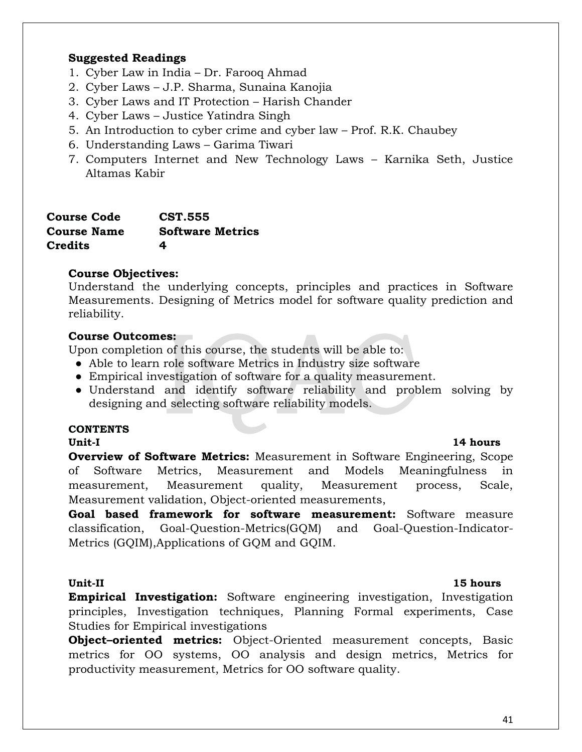**Suggested Readings**

1. Cyber Law in India – Dr. Farooq Ahmad
2. Cyber Laws – J.P. Sharma, Sunaina Kanojia
3. Cyber Laws and IT Protection – Harish Chander
4. Cyber Laws – Justice Yatindra Singh
5. An Introduction to cyber crime and cyber law – Prof. R.K. Chaubey
6. Understanding Laws – Garima Tiwari
7. Computers Internet and New Technology Laws – Karnika Seth, Justice Altamas Kabir

**Course Code** **CST.555**
**Course Name** **Software Metrics**
**Credits** **4**

**Course Objectives:**
Understand the underlying concepts, principles and practices in Software Measurements. Designing of Metrics model for software quality prediction and reliability.

**Course Outcomes:**
Upon completion of this course, the students will be able to:

- Able to learn role software Metrics in Industry size software
- Empirical investigation of software for a quality measurement.
- Understand and identify software reliability and problem solving by designing and selecting software reliability models.

**CONTENTS**

**Unit-I** **14 hours**

**Overview of Software Metrics:** Measurement in Software Engineering, Scope of Software Metrics, Measurement and Models Meaningfulness in measurement, Measurement quality, Measurement process, Scale, Measurement validation, Object-oriented measurements,

**Goal based framework for software measurement:** Software measure classification, Goal-Question-Metrics(GQM) and Goal-Question-Indicator-Metrics (GQIM),Applications of GQM and GQIM.

**Unit-II** **15 hours**

**Empirical Investigation:** Software engineering investigation, Investigation principles, Investigation techniques, Planning Formal experiments, Case Studies for Empirical investigations

**Object–oriented metrics:** Object-Oriented measurement concepts, Basic metrics for OO systems, OO analysis and design metrics, Metrics for productivity measurement, Metrics for OO software quality.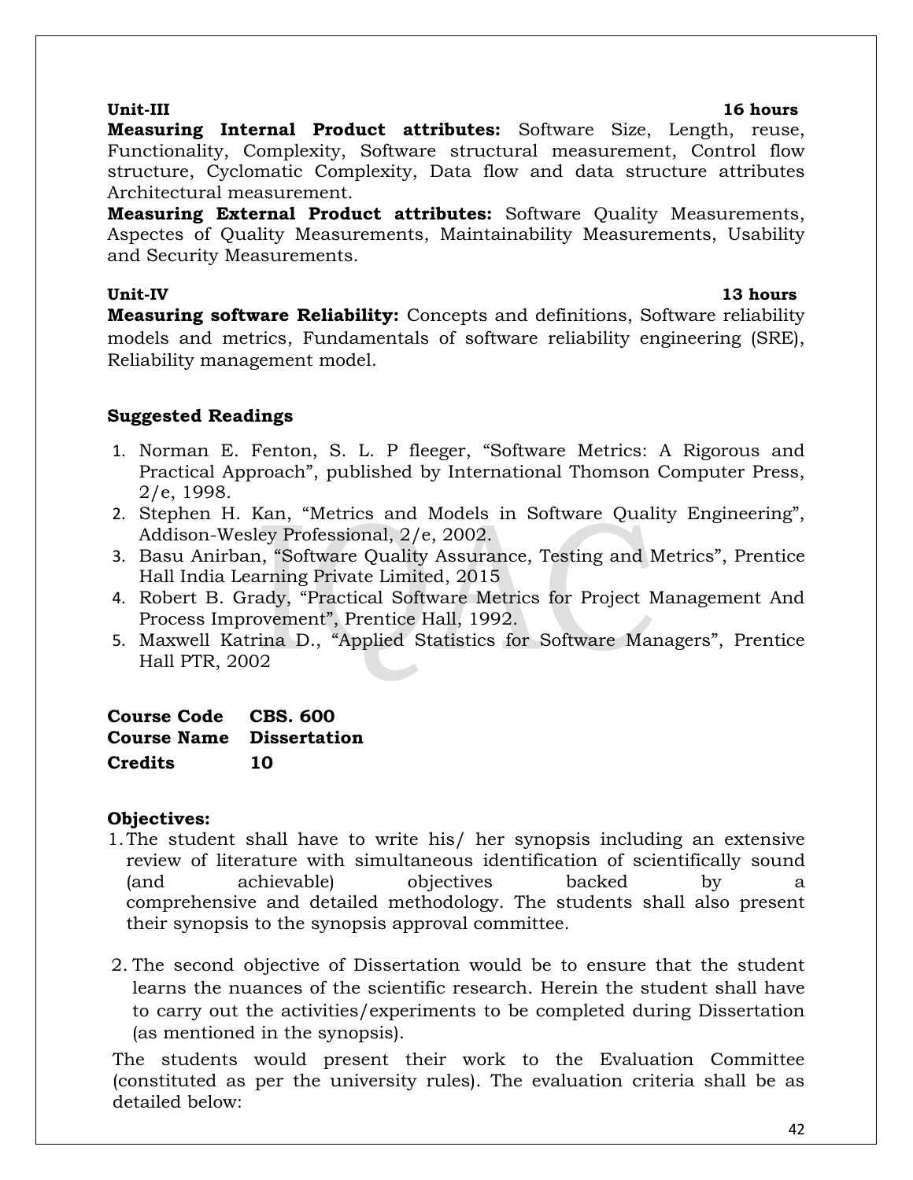**Unit-III** **16 hours**

**Measuring Internal Product attributes:** Software Size, Length, reuse, Functionality, Complexity, Software structural measurement, Control flow structure, Cyclomatic Complexity, Data flow and data structure attributes Architectural measurement.

**Measuring External Product attributes:** Software Quality Measurements, Aspectes of Quality Measurements, Maintainability Measurements, Usability and Security Measurements.

**Unit-IV** **13 hours**

**Measuring software Reliability:** Concepts and definitions, Software reliability models and metrics, Fundamentals of software reliability engineering (SRE), Reliability management model.

**Suggested Readings**

1. Norman E. Fenton, S. L. P fleeger, "Software Metrics: A Rigorous and Practical Approach", published by International Thomson Computer Press, 2/e, 1998.
2. Stephen H. Kan, "Metrics and Models in Software Quality Engineering", Addison-Wesley Professional, 2/e, 2002.
3. Basu Anirban, "Software Quality Assurance, Testing and Metrics", Prentice Hall India Learning Private Limited, 2015
4. Robert B. Grady, "Practical Software Metrics for Project Management And Process Improvement", Prentice Hall, 1992.
5. Maxwell Katrina D., "Applied Statistics for Software Managers", Prentice Hall PTR, 2002

**Course Code** **CBS. 600**
**Course Name** **Dissertation**
**Credits** **10**

**Objectives:**

1. The student shall have to write his/ her synopsis including an extensive review of literature with simultaneous identification of scientifically sound (and achievable) objectives backed by a comprehensive and detailed methodology. The students shall also present their synopsis to the synopsis approval committee.

2. The second objective of Dissertation would be to ensure that the student learns the nuances of the scientific research. Herein the student shall have to carry out the activities/experiments to be completed during Dissertation (as mentioned in the synopsis).

The students would present their work to the Evaluation Committee (constituted as per the university rules). The evaluation criteria shall be as detailed below: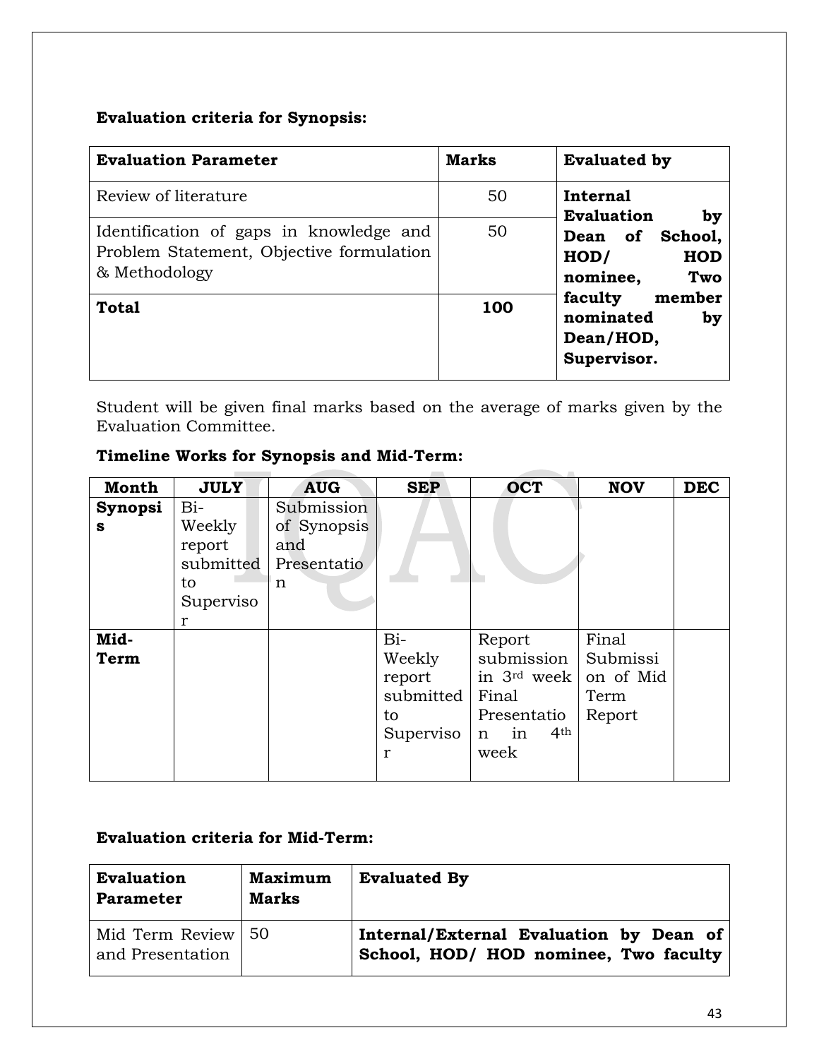**Evaluation criteria for Synopsis:**

| Evaluation Parameter | Marks | Evaluated by |
|---|---|---|
| Review of literature | 50 | **Internal Evaluation by Dean of School, HOD/ HOD nominee, Two faculty member nominated by Dean/HOD, Supervisor.** |
| Identification of gaps in knowledge and Problem Statement, Objective formulation & Methodology | 50 | |
| **Total** | **100** | |

Student will be given final marks based on the average of marks given by the Evaluation Committee.

**Timeline Works for Synopsis and Mid-Term:**

| Month | JULY | AUG | SEP | OCT | NOV | DEC |
|---|---|---|---|---|---|---|
| **Synopsis** | Bi-Weekly report submitted to Supervisor | Submission of Synopsis and Presentation | | | | |
| **Mid-Term** | | | Bi-Weekly report submitted to Supervisor | Report submission in 3rd week Final Presentation in 4th week | Final Submission of Mid Term Report | |

**Evaluation criteria for Mid-Term:**

| Evaluation Parameter | Maximum Marks | Evaluated By |
|---|---|---|
| Mid Term Review and Presentation | 50 | **Internal/External Evaluation by Dean of School, HOD/ HOD nominee, Two faculty** |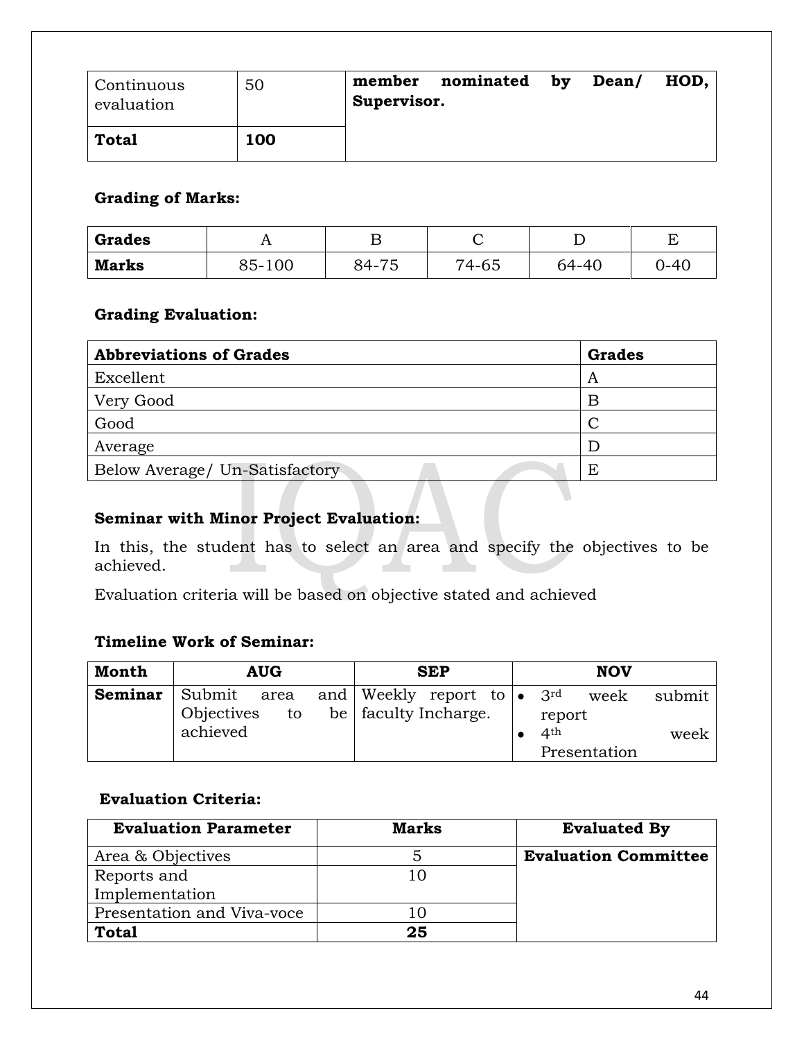| Continuous evaluation | 50 | **member nominated by Dean/ HOD, Supervisor.** |
|---|---|---|
| **Total** | **100** | |

**Grading of Marks:**

| **Grades** | A | B | C | D | E |
|---|---|---|---|---|---|
| **Marks** | 85-100 | 84-75 | 74-65 | 64-40 | 0-40 |

**Grading Evaluation:**

| **Abbreviations of Grades** | **Grades** |
|---|---|
| Excellent | A |
| Very Good | B |
| Good | C |
| Average | D |
| Below Average/ Un-Satisfactory | E |

**Seminar with Minor Project Evaluation:**

In this, the student has to select an area and specify the objectives to be achieved.

Evaluation criteria will be based on objective stated and achieved

**Timeline Work of Seminar:**

| **Month** | **AUG** | **SEP** | **NOV** |
|---|---|---|---|
| **Seminar** | Submit area and Objectives to be achieved | Weekly report to faculty Incharge. | • 3rd week submit report<br>• 4th week Presentation |

**Evaluation Criteria:**

| **Evaluation Parameter** | **Marks** | **Evaluated By** |
|---|---|---|
| Area & Objectives | 5 | **Evaluation Committee** |
| Reports and Implementation | 10 | |
| Presentation and Viva-voce | 10 | |
| **Total** | **25** | |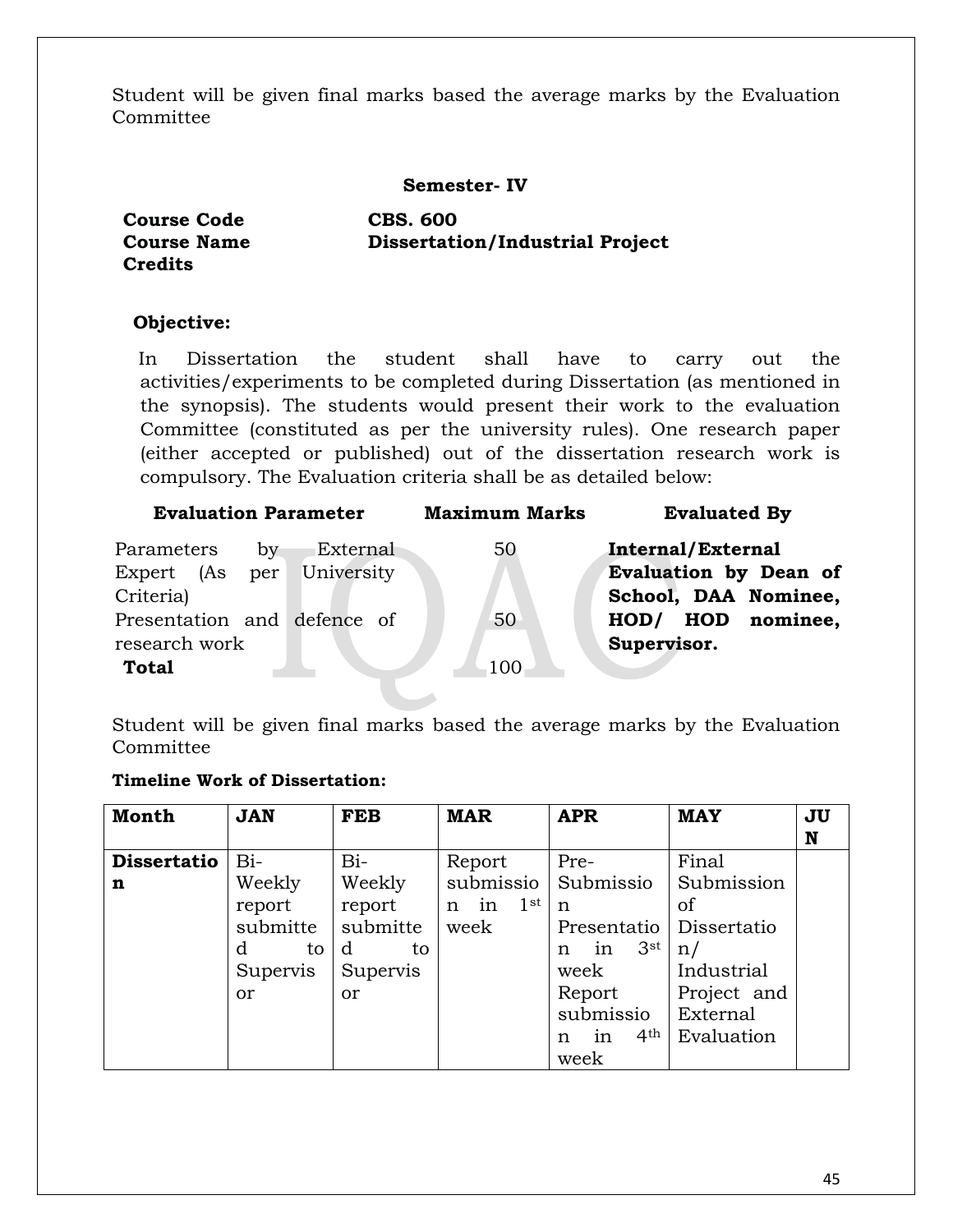Student will be given final marks based the average marks by the Evaluation Committee

## Semester- IV

**Course Code** **CBS. 600**
**Course Name** **Dissertation/Industrial Project**
**Credits**

**Objective:**

In Dissertation the student shall have to carry out the activities/experiments to be completed during Dissertation (as mentioned in the synopsis). The students would present their work to the evaluation Committee (constituted as per the university rules). One research paper (either accepted or published) out of the dissertation research work is compulsory. The Evaluation criteria shall be as detailed below:

| Evaluation Parameter | Maximum Marks | Evaluated By |
|---|---|---|
| Parameters by External Expert (As per University Criteria) | 50 | **Internal/External Evaluation by Dean of School, DAA Nominee, HOD/ HOD nominee, Supervisor.** |
| Presentation and defence of research work | 50 | |
| **Total** | 100 | |

Student will be given final marks based the average marks by the Evaluation Committee

**Timeline Work of Dissertation:**

| **Month** | **JAN** | **FEB** | **MAR** | **APR** | **MAY** | **JUN** |
|---|---|---|---|---|---|---|
| **Dissertation** | Bi-Weekly report submitted to Supervisor | Bi-Weekly report submitted to Supervisor | Report submission in 1st week | Pre-Submission Presentation in 3rd week Report submission in 4th week | Final Submission of Dissertation/ Industrial Project and External Evaluation | |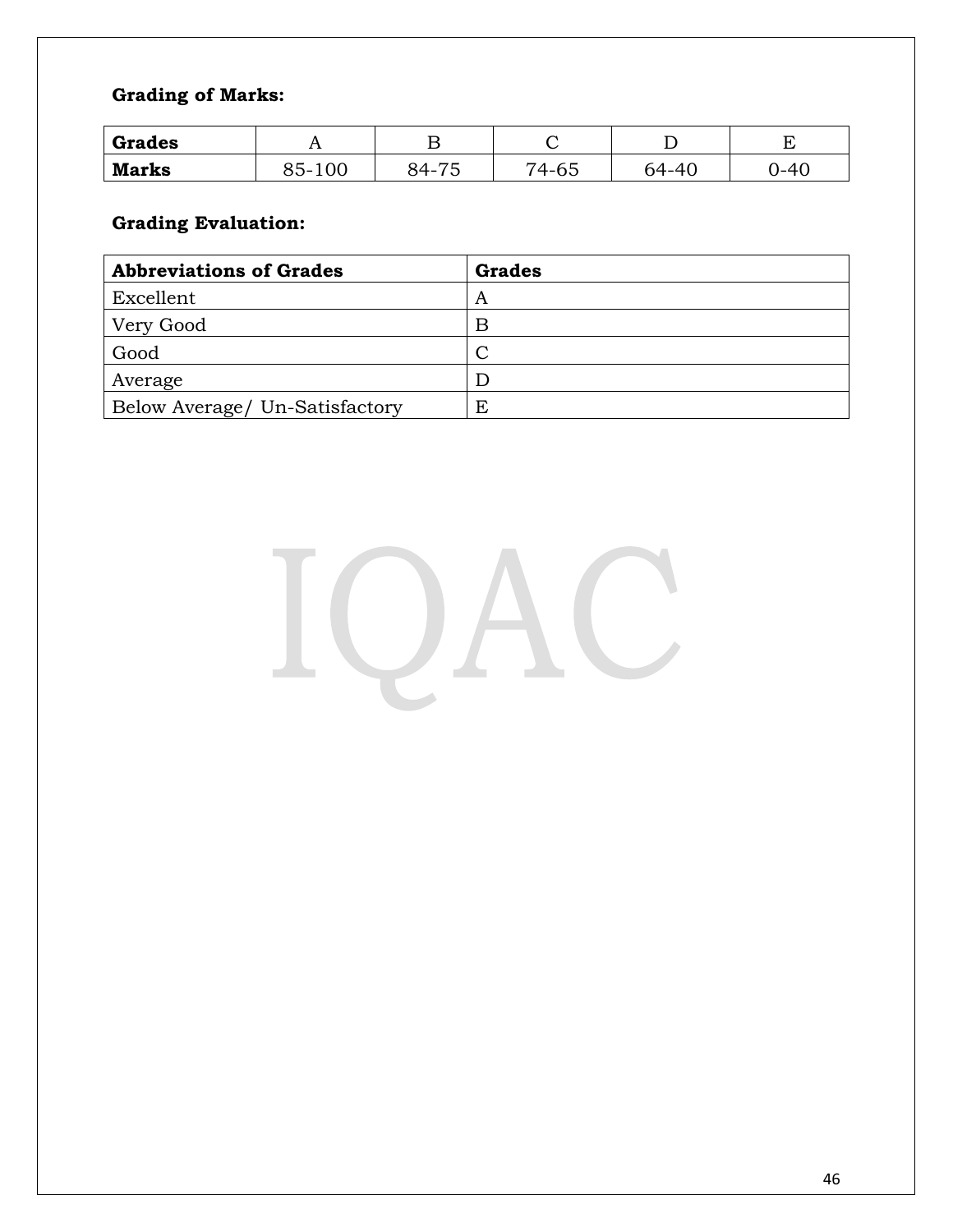**Grading of Marks:**

| Grades | A | B | C | D | E |
|---|---|---|---|---|---|
| Marks | 85-100 | 84-75 | 74-65 | 64-40 | 0-40 |

**Grading Evaluation:**

| Abbreviations of Grades | Grades |
|---|---|
| Excellent | A |
| Very Good | B |
| Good | C |
| Average | D |
| Below Average/ Un-Satisfactory | E |